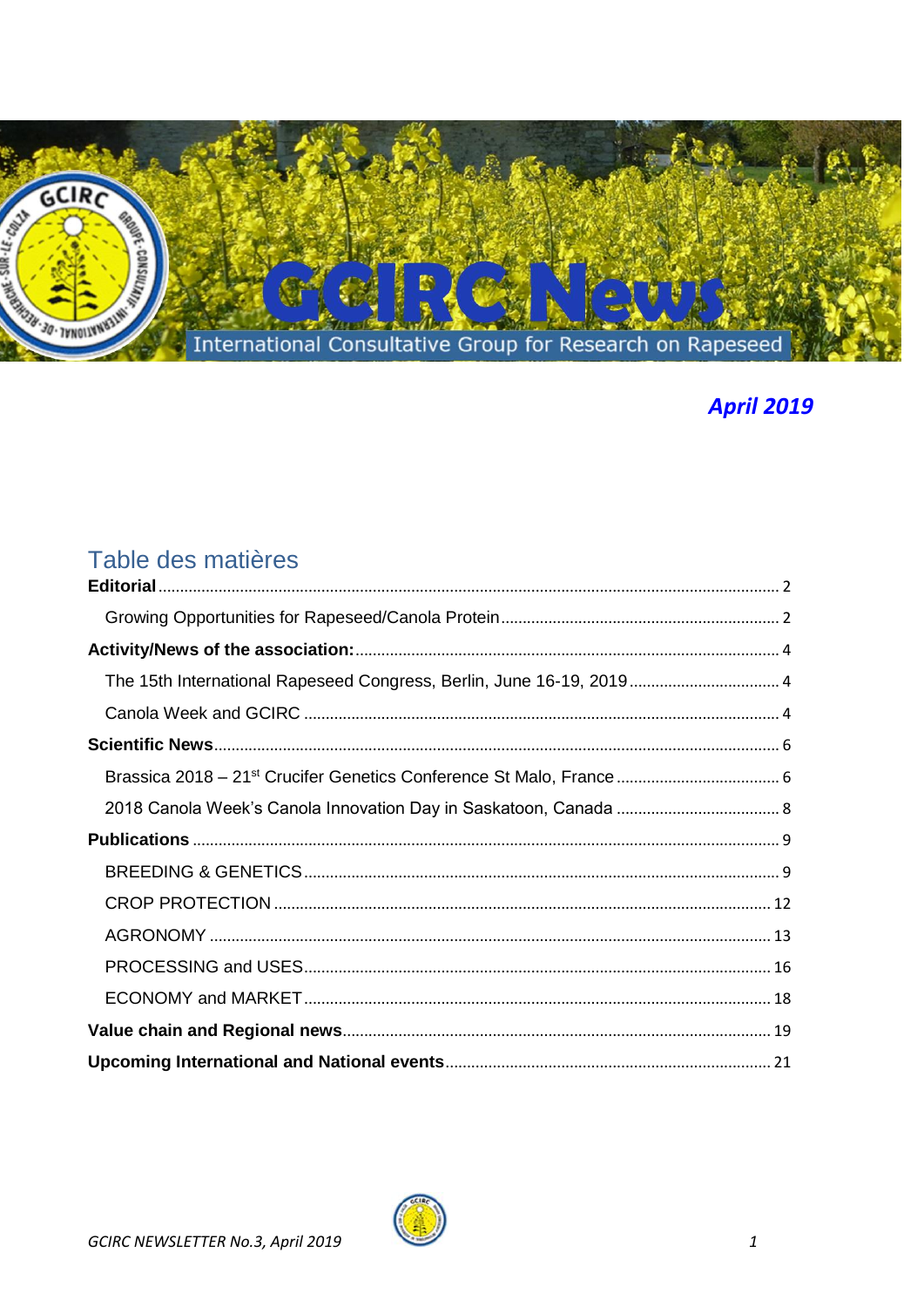# GCIRC News

International Consultative Group for Research on Rapeseed

*April 2019*

## Table des matières

**Editorial** .......... 2

Growing Opportunities for Rapeseed/Canola Protein .......... 2

**Activity/News of the association:** .......... 4

The 15th International Rapeseed Congress, Berlin, June 16-19, 2019 .......... 4

Canola Week and GCIRC .......... 4

**Scientific News** .......... 6

Brassica 2018 – 21st Crucifer Genetics Conference St Malo, France .......... 6

2018 Canola Week's Canola Innovation Day in Saskatoon, Canada .......... 8

**Publications** .......... 9

BREEDING & GENETICS .......... 9

CROP PROTECTION .......... 12

AGRONOMY .......... 13

PROCESSING and USES .......... 16

ECONOMY and MARKET .......... 18

**Value chain and Regional news** .......... 19

**Upcoming International and National events** .......... 21

*GCIRC NEWSLETTER No.3, April 2019*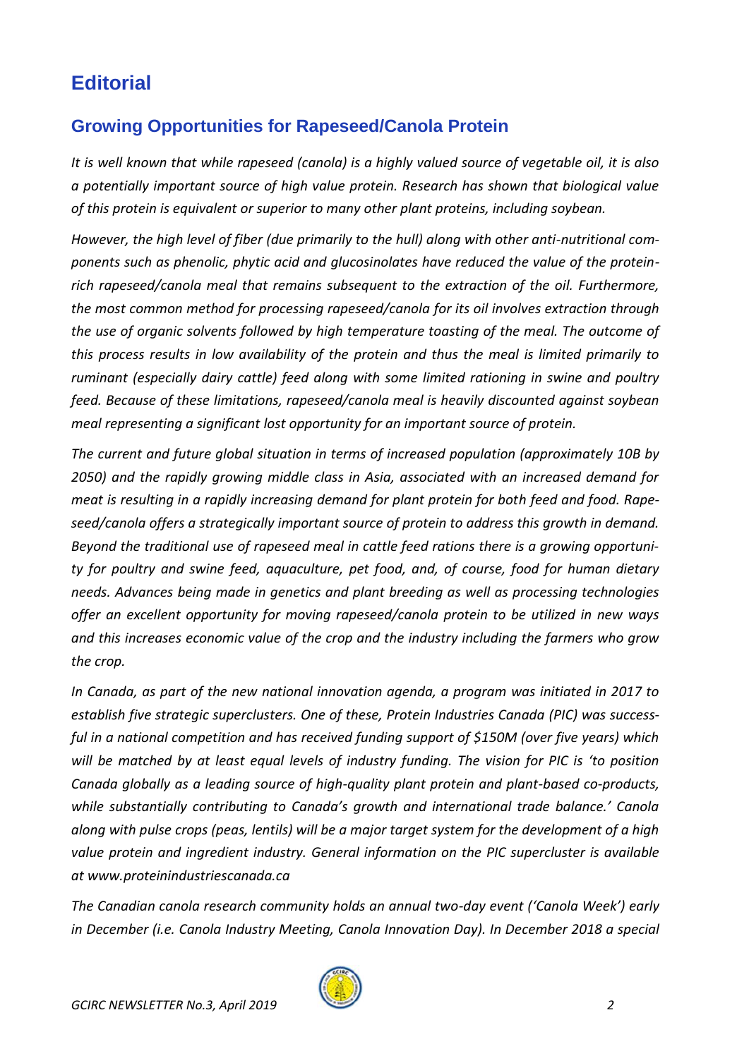# Editorial

## Growing Opportunities for Rapeseed/Canola Protein

*It is well known that while rapeseed (canola) is a highly valued source of vegetable oil, it is also a potentially important source of high value protein. Research has shown that biological value of this protein is equivalent or superior to many other plant proteins, including soybean.*

*However, the high level of fiber (due primarily to the hull) along with other anti-nutritional components such as phenolic, phytic acid and glucosinolates have reduced the value of the protein-rich rapeseed/canola meal that remains subsequent to the extraction of the oil. Furthermore, the most common method for processing rapeseed/canola for its oil involves extraction through the use of organic solvents followed by high temperature toasting of the meal. The outcome of this process results in low availability of the protein and thus the meal is limited primarily to ruminant (especially dairy cattle) feed along with some limited rationing in swine and poultry feed. Because of these limitations, rapeseed/canola meal is heavily discounted against soybean meal representing a significant lost opportunity for an important source of protein.*

*The current and future global situation in terms of increased population (approximately 10B by 2050) and the rapidly growing middle class in Asia, associated with an increased demand for meat is resulting in a rapidly increasing demand for plant protein for both feed and food. Rapeseed/canola offers a strategically important source of protein to address this growth in demand. Beyond the traditional use of rapeseed meal in cattle feed rations there is a growing opportunity for poultry and swine feed, aquaculture, pet food, and, of course, food for human dietary needs. Advances being made in genetics and plant breeding as well as processing technologies offer an excellent opportunity for moving rapeseed/canola protein to be utilized in new ways and this increases economic value of the crop and the industry including the farmers who grow the crop.*

*In Canada, as part of the new national innovation agenda, a program was initiated in 2017 to establish five strategic superclusters. One of these, Protein Industries Canada (PIC) was successful in a national competition and has received funding support of $150M (over five years) which will be matched by at least equal levels of industry funding. The vision for PIC is 'to position Canada globally as a leading source of high-quality plant protein and plant-based co-products, while substantially contributing to Canada's growth and international trade balance.' Canola along with pulse crops (peas, lentils) will be a major target system for the development of a high value protein and ingredient industry. General information on the PIC supercluster is available at www.proteinindustriescanada.ca*

*The Canadian canola research community holds an annual two-day event ('Canola Week') early in December (i.e. Canola Industry Meeting, Canola Innovation Day). In December 2018 a special*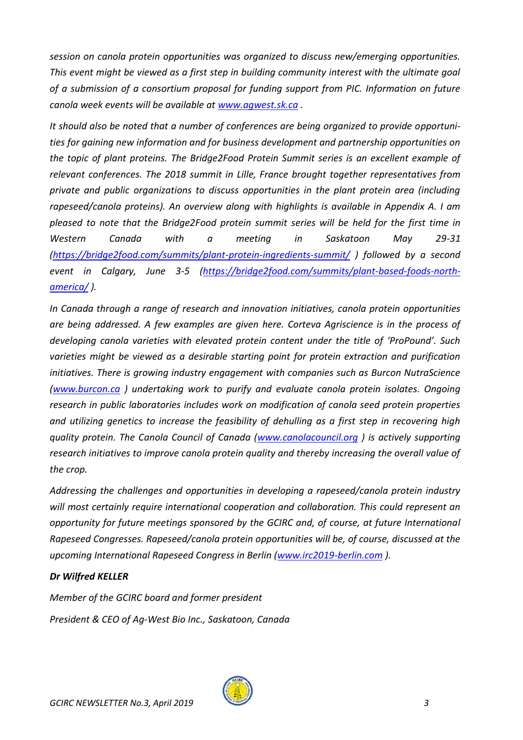*session on canola protein opportunities was organized to discuss new/emerging opportunities. This event might be viewed as a first step in building community interest with the ultimate goal of a submission of a consortium proposal for funding support from PIC. Information on future canola week events will be available at [www.agwest.sk.ca](http://www.agwest.sk.ca) .*

*It should also be noted that a number of conferences are being organized to provide opportunities for gaining new information and for business development and partnership opportunities on the topic of plant proteins. The Bridge2Food Protein Summit series is an excellent example of relevant conferences. The 2018 summit in Lille, France brought together representatives from private and public organizations to discuss opportunities in the plant protein area (including rapeseed/canola proteins). An overview along with highlights is available in Appendix A. I am pleased to note that the Bridge2Food protein summit series will be held for the first time in Western Canada with a meeting in Saskatoon May 29-31 ([https://bridge2food.com/summits/plant-protein-ingredients-summit/](https://bridge2food.com/summits/plant-protein-ingredients-summit/) ) followed by a second event in Calgary, June 3-5 ([https://bridge2food.com/summits/plant-based-foods-north-america/](https://bridge2food.com/summits/plant-based-foods-north-america/) ).*

*In Canada through a range of research and innovation initiatives, canola protein opportunities are being addressed. A few examples are given here. Corteva Agriscience is in the process of developing canola varieties with elevated protein content under the title of 'ProPound'. Such varieties might be viewed as a desirable starting point for protein extraction and purification initiatives. There is growing industry engagement with companies such as Burcon NutraScience ([www.burcon.ca](http://www.burcon.ca) ) undertaking work to purify and evaluate canola protein isolates. Ongoing research in public laboratories includes work on modification of canola seed protein properties and utilizing genetics to increase the feasibility of dehulling as a first step in recovering high quality protein. The Canola Council of Canada ([www.canolacouncil.org](http://www.canolacouncil.org) ) is actively supporting research initiatives to improve canola protein quality and thereby increasing the overall value of the crop.*

*Addressing the challenges and opportunities in developing a rapeseed/canola protein industry will most certainly require international cooperation and collaboration. This could represent an opportunity for future meetings sponsored by the GCIRC and, of course, at future International Rapeseed Congresses. Rapeseed/canola protein opportunities will be, of course, discussed at the upcoming International Rapeseed Congress in Berlin ([www.irc2019-berlin.com](http://www.irc2019-berlin.com) ).*

***Dr Wilfred KELLER***

*Member of the GCIRC board and former president*

*President & CEO of Ag-West Bio Inc., Saskatoon, Canada*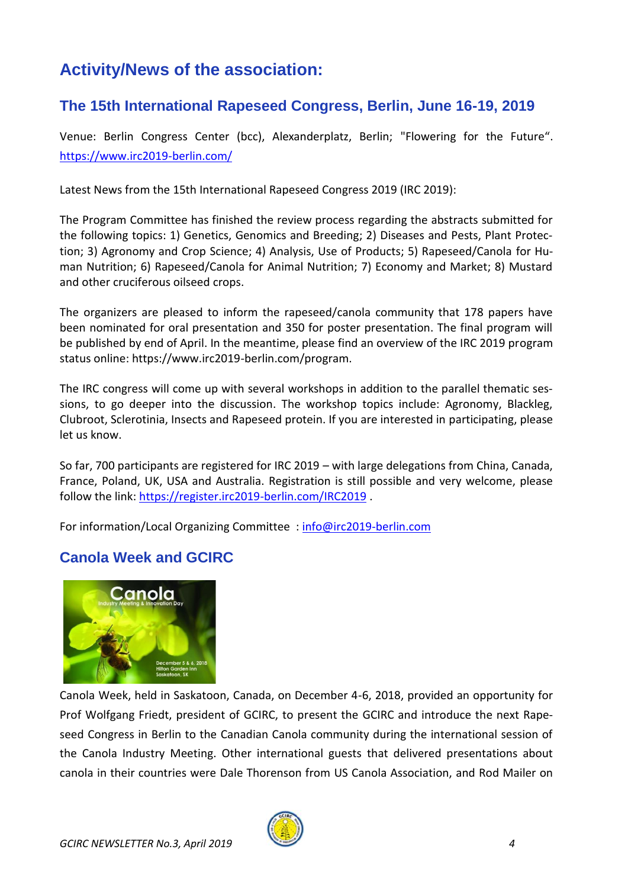# Activity/News of the association:

## The 15th International Rapeseed Congress, Berlin, June 16-19, 2019

Venue: Berlin Congress Center (bcc), Alexanderplatz, Berlin; "Flowering for the Future". https://www.irc2019-berlin.com/

Latest News from the 15th International Rapeseed Congress 2019 (IRC 2019):

The Program Committee has finished the review process regarding the abstracts submitted for the following topics: 1) Genetics, Genomics and Breeding; 2) Diseases and Pests, Plant Protection; 3) Agronomy and Crop Science; 4) Analysis, Use of Products; 5) Rapeseed/Canola for Human Nutrition; 6) Rapeseed/Canola for Animal Nutrition; 7) Economy and Market; 8) Mustard and other cruciferous oilseed crops.

The organizers are pleased to inform the rapeseed/canola community that 178 papers have been nominated for oral presentation and 350 for poster presentation. The final program will be published by end of April. In the meantime, please find an overview of the IRC 2019 program status online: https://www.irc2019-berlin.com/program.

The IRC congress will come up with several workshops in addition to the parallel thematic sessions, to go deeper into the discussion. The workshop topics include: Agronomy, Blackleg, Clubroot, Sclerotinia, Insects and Rapeseed protein. If you are interested in participating, please let us know.

So far, 700 participants are registered for IRC 2019 – with large delegations from China, Canada, France, Poland, UK, USA and Australia. Registration is still possible and very welcome, please follow the link: https://register.irc2019-berlin.com/IRC2019 .

For information/Local Organizing Committee : info@irc2019-berlin.com

## Canola Week and GCIRC

Canola Week, held in Saskatoon, Canada, on December 4-6, 2018, provided an opportunity for Prof Wolfgang Friedt, president of GCIRC, to present the GCIRC and introduce the next Rapeseed Congress in Berlin to the Canadian Canola community during the international session of the Canola Industry Meeting. Other international guests that delivered presentations about canola in their countries were Dale Thorenson from US Canola Association, and Rod Mailer on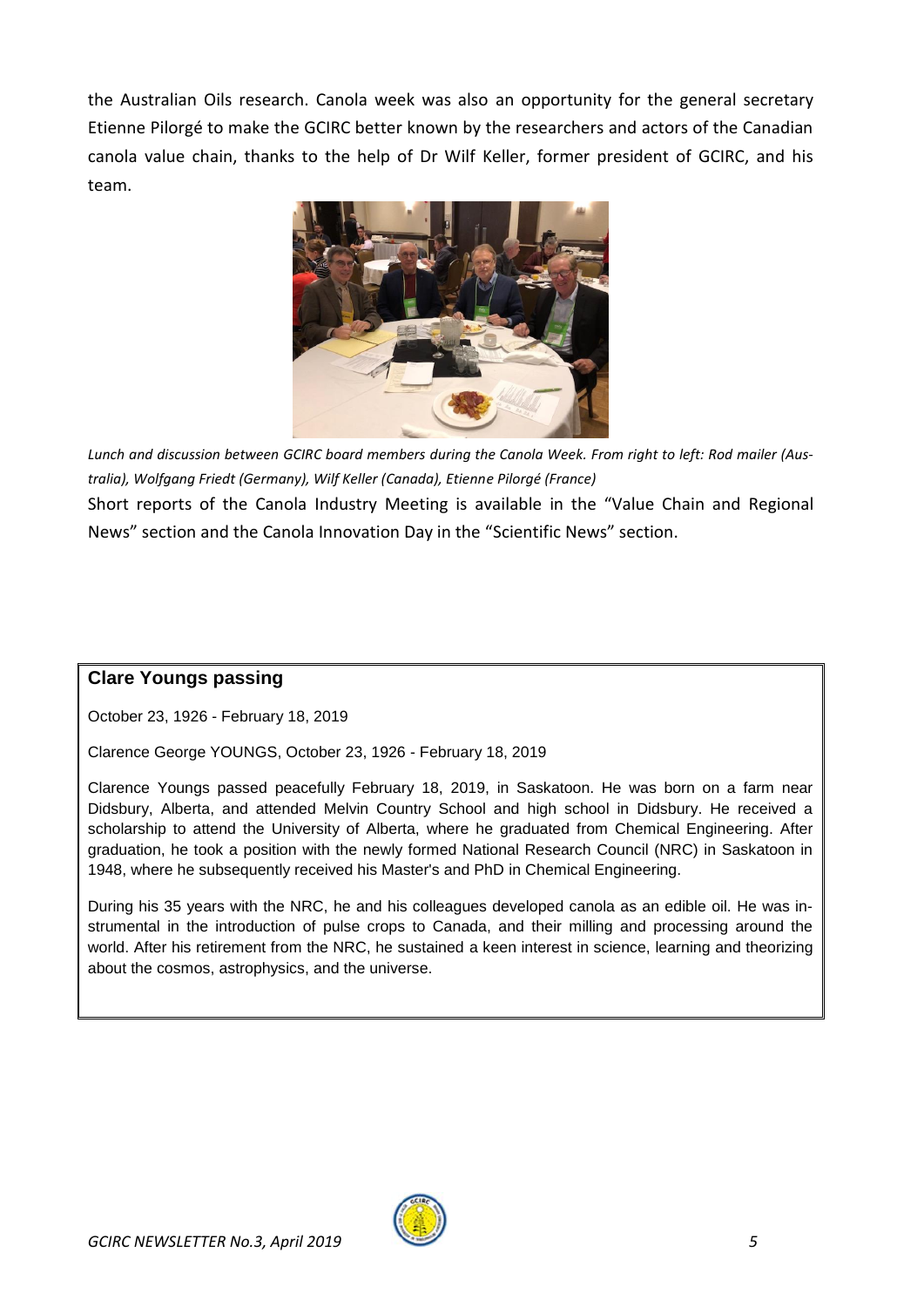the Australian Oils research. Canola week was also an opportunity for the general secretary Etienne Pilorgé to make the GCIRC better known by the researchers and actors of the Canadian canola value chain, thanks to the help of Dr Wilf Keller, former president of GCIRC, and his team.

*Lunch and discussion between GCIRC board members during the Canola Week. From right to left: Rod mailer (Australia), Wolfgang Friedt (Germany), Wilf Keller (Canada), Etienne Pilorgé (France)*

Short reports of the Canola Industry Meeting is available in the "Value Chain and Regional News" section and the Canola Innovation Day in the "Scientific News" section.

## Clare Youngs passing

October 23, 1926 - February 18, 2019

Clarence George YOUNGS, October 23, 1926 - February 18, 2019

Clarence Youngs passed peacefully February 18, 2019, in Saskatoon. He was born on a farm near Didsbury, Alberta, and attended Melvin Country School and high school in Didsbury. He received a scholarship to attend the University of Alberta, where he graduated from Chemical Engineering. After graduation, he took a position with the newly formed National Research Council (NRC) in Saskatoon in 1948, where he subsequently received his Master's and PhD in Chemical Engineering.

During his 35 years with the NRC, he and his colleagues developed canola as an edible oil. He was instrumental in the introduction of pulse crops to Canada, and their milling and processing around the world. After his retirement from the NRC, he sustained a keen interest in science, learning and theorizing about the cosmos, astrophysics, and the universe.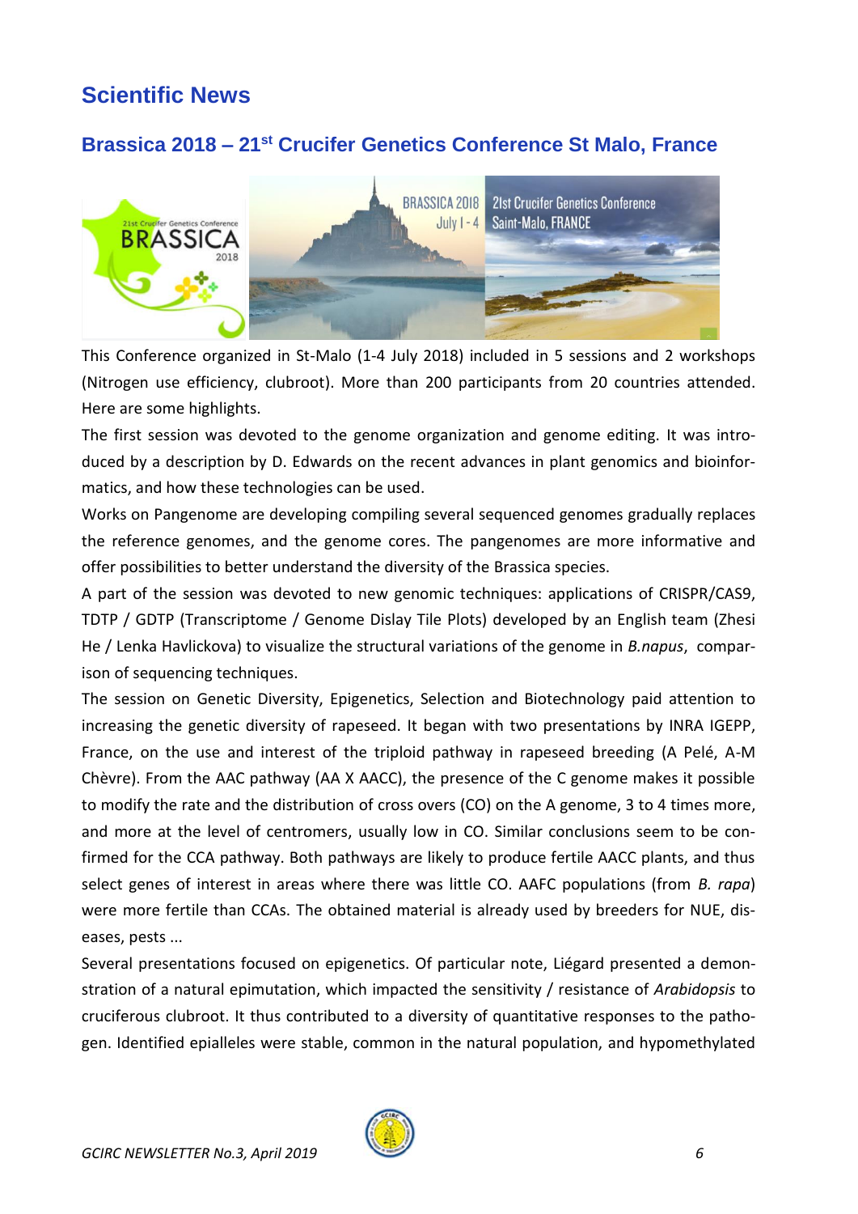# Scientific News

## Brassica 2018 – 21st Crucifer Genetics Conference St Malo, France

This Conference organized in St-Malo (1-4 July 2018) included in 5 sessions and 2 workshops (Nitrogen use efficiency, clubroot). More than 200 participants from 20 countries attended. Here are some highlights.

The first session was devoted to the genome organization and genome editing. It was introduced by a description by D. Edwards on the recent advances in plant genomics and bioinformatics, and how these technologies can be used.

Works on Pangenome are developing compiling several sequenced genomes gradually replaces the reference genomes, and the genome cores. The pangenomes are more informative and offer possibilities to better understand the diversity of the Brassica species.

A part of the session was devoted to new genomic techniques: applications of CRISPR/CAS9, TDTP / GDTP (Transcriptome / Genome Dislay Tile Plots) developed by an English team (Zhesi He / Lenka Havlickova) to visualize the structural variations of the genome in *B.napus*, comparison of sequencing techniques.

The session on Genetic Diversity, Epigenetics, Selection and Biotechnology paid attention to increasing the genetic diversity of rapeseed. It began with two presentations by INRA IGEPP, France, on the use and interest of the triploid pathway in rapeseed breeding (A Pelé, A-M Chèvre). From the AAC pathway (AA X AACC), the presence of the C genome makes it possible to modify the rate and the distribution of cross overs (CO) on the A genome, 3 to 4 times more, and more at the level of centromers, usually low in CO. Similar conclusions seem to be confirmed for the CCA pathway. Both pathways are likely to produce fertile AACC plants, and thus select genes of interest in areas where there was little CO. AAFC populations (from *B. rapa*) were more fertile than CCAs. The obtained material is already used by breeders for NUE, diseases, pests ...

Several presentations focused on epigenetics. Of particular note, Liégard presented a demonstration of a natural epimutation, which impacted the sensitivity / resistance of *Arabidopsis* to cruciferous clubroot. It thus contributed to a diversity of quantitative responses to the pathogen. Identified epialleles were stable, common in the natural population, and hypomethylated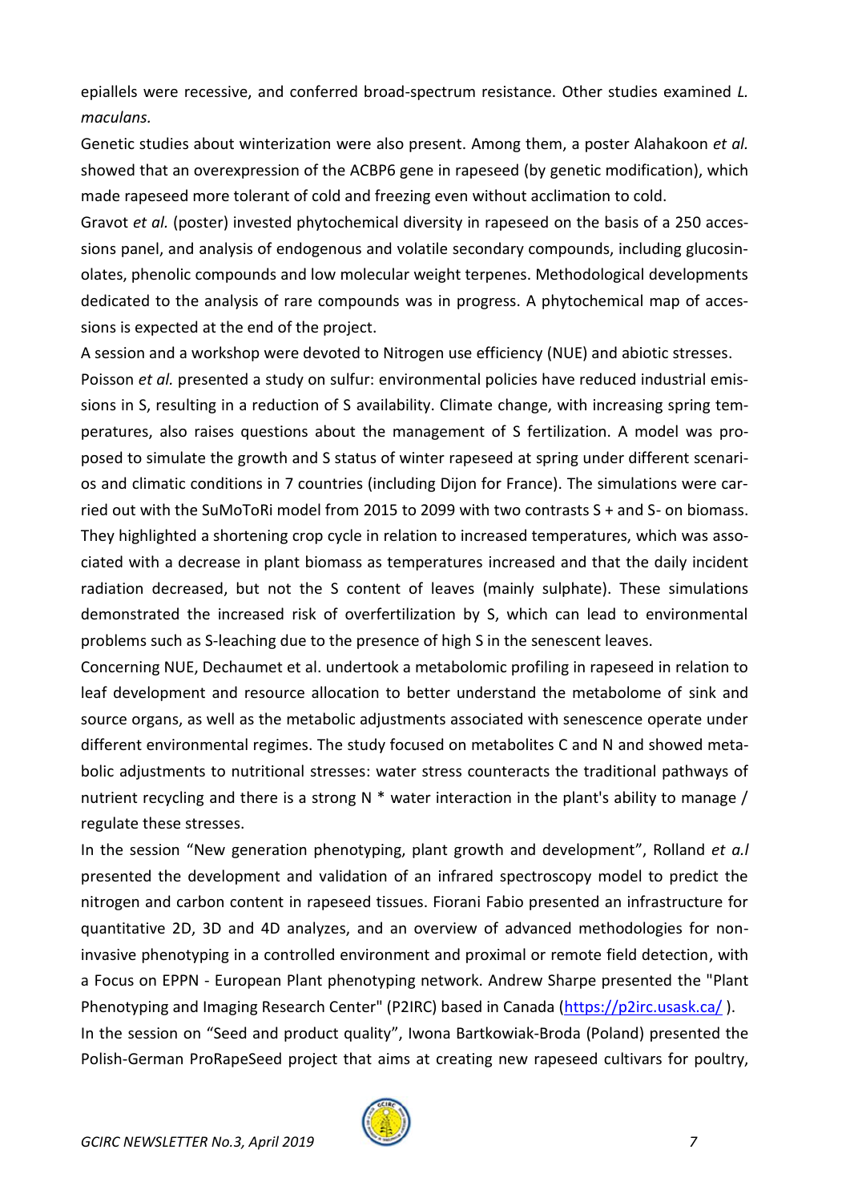epiallels were recessive, and conferred broad-spectrum resistance. Other studies examined *L. maculans.*

Genetic studies about winterization were also present. Among them, a poster Alahakoon *et al.* showed that an overexpression of the ACBP6 gene in rapeseed (by genetic modification), which made rapeseed more tolerant of cold and freezing even without acclimation to cold.

Gravot *et al.* (poster) invested phytochemical diversity in rapeseed on the basis of a 250 accessions panel, and analysis of endogenous and volatile secondary compounds, including glucosinolates, phenolic compounds and low molecular weight terpenes. Methodological developments dedicated to the analysis of rare compounds was in progress. A phytochemical map of accessions is expected at the end of the project.

A session and a workshop were devoted to Nitrogen use efficiency (NUE) and abiotic stresses.

Poisson *et al.* presented a study on sulfur: environmental policies have reduced industrial emissions in S, resulting in a reduction of S availability. Climate change, with increasing spring temperatures, also raises questions about the management of S fertilization. A model was proposed to simulate the growth and S status of winter rapeseed at spring under different scenarios and climatic conditions in 7 countries (including Dijon for France). The simulations were carried out with the SuMoToRi model from 2015 to 2099 with two contrasts S + and S- on biomass. They highlighted a shortening crop cycle in relation to increased temperatures, which was associated with a decrease in plant biomass as temperatures increased and that the daily incident radiation decreased, but not the S content of leaves (mainly sulphate). These simulations demonstrated the increased risk of overfertilization by S, which can lead to environmental problems such as S-leaching due to the presence of high S in the senescent leaves.

Concerning NUE, Dechaumet et al. undertook a metabolomic profiling in rapeseed in relation to leaf development and resource allocation to better understand the metabolome of sink and source organs, as well as the metabolic adjustments associated with senescence operate under different environmental regimes. The study focused on metabolites C and N and showed metabolic adjustments to nutritional stresses: water stress counteracts the traditional pathways of nutrient recycling and there is a strong N * water interaction in the plant's ability to manage / regulate these stresses.

In the session "New generation phenotyping, plant growth and development", Rolland *et a.l* presented the development and validation of an infrared spectroscopy model to predict the nitrogen and carbon content in rapeseed tissues. Fiorani Fabio presented an infrastructure for quantitative 2D, 3D and 4D analyzes, and an overview of advanced methodologies for non-invasive phenotyping in a controlled environment and proximal or remote field detection, with a Focus on EPPN - European Plant phenotyping network. Andrew Sharpe presented the "Plant Phenotyping and Imaging Research Center" (P2IRC) based in Canada (https://p2irc.usask.ca/ ).

In the session on "Seed and product quality", Iwona Bartkowiak-Broda (Poland) presented the Polish-German ProRapeSeed project that aims at creating new rapeseed cultivars for poultry,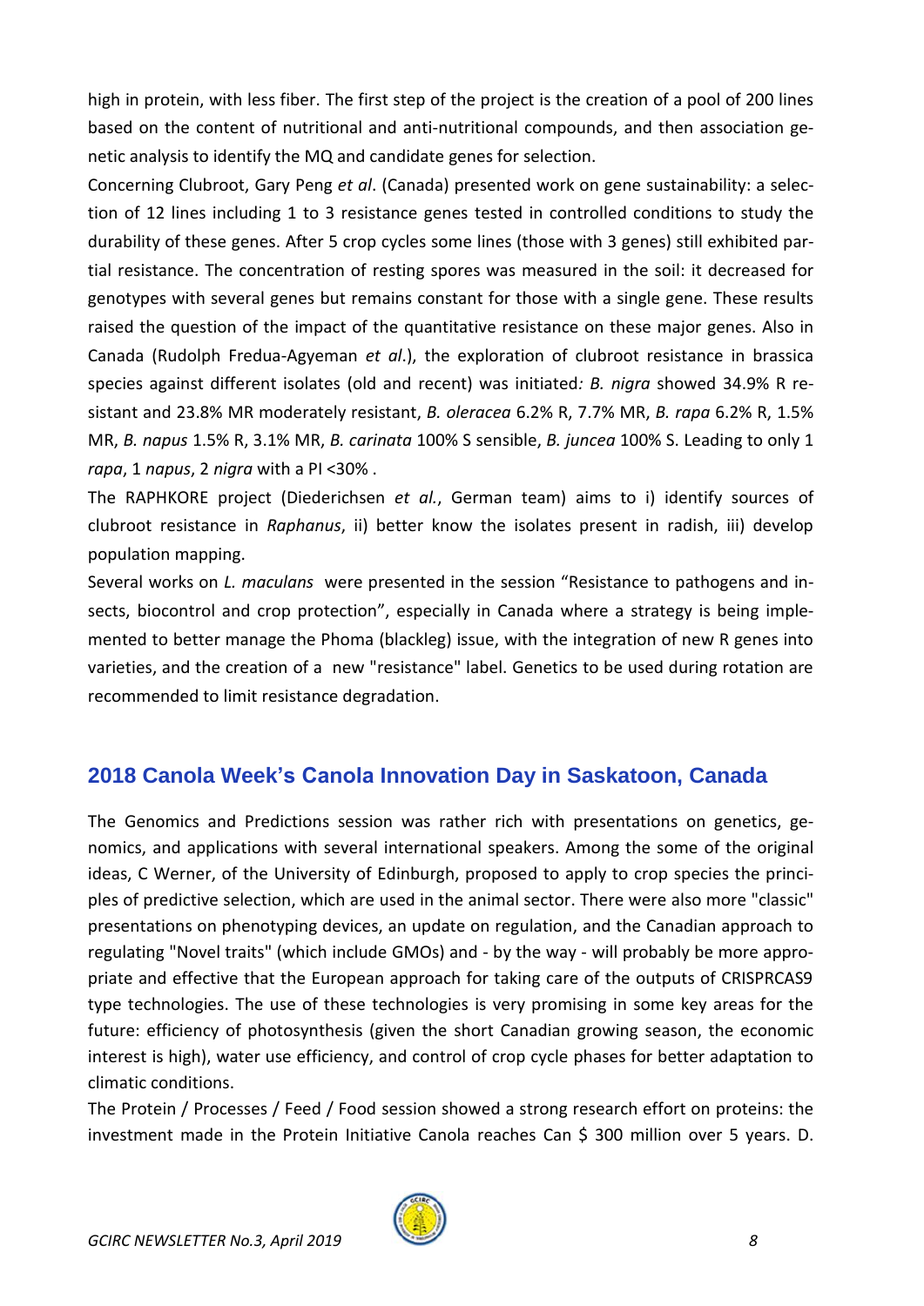high in protein, with less fiber. The first step of the project is the creation of a pool of 200 lines based on the content of nutritional and anti-nutritional compounds, and then association genetic analysis to identify the MQ and candidate genes for selection.

Concerning Clubroot, Gary Peng *et al*. (Canada) presented work on gene sustainability: a selection of 12 lines including 1 to 3 resistance genes tested in controlled conditions to study the durability of these genes. After 5 crop cycles some lines (those with 3 genes) still exhibited partial resistance. The concentration of resting spores was measured in the soil: it decreased for genotypes with several genes but remains constant for those with a single gene. These results raised the question of the impact of the quantitative resistance on these major genes. Also in Canada (Rudolph Fredua-Agyeman *et al*.), the exploration of clubroot resistance in brassica species against different isolates (old and recent) was initiated*: B. nigra* showed 34.9% R resistant and 23.8% MR moderately resistant, *B. oleracea* 6.2% R, 7.7% MR, *B. rapa* 6.2% R, 1.5% MR, *B. napus* 1.5% R, 3.1% MR, *B. carinata* 100% S sensible, *B. juncea* 100% S. Leading to only 1 *rapa*, 1 *napus*, 2 *nigra* with a PI <30% .

The RAPHKORE project (Diederichsen *et al.*, German team) aims to i) identify sources of clubroot resistance in *Raphanus*, ii) better know the isolates present in radish, iii) develop population mapping.

Several works on *L. maculans* were presented in the session "Resistance to pathogens and insects, biocontrol and crop protection", especially in Canada where a strategy is being implemented to better manage the Phoma (blackleg) issue, with the integration of new R genes into varieties, and the creation of a new "resistance" label. Genetics to be used during rotation are recommended to limit resistance degradation.

## 2018 Canola Week's Canola Innovation Day in Saskatoon, Canada

The Genomics and Predictions session was rather rich with presentations on genetics, genomics, and applications with several international speakers. Among the some of the original ideas, C Werner, of the University of Edinburgh, proposed to apply to crop species the principles of predictive selection, which are used in the animal sector. There were also more "classic" presentations on phenotyping devices, an update on regulation, and the Canadian approach to regulating "Novel traits" (which include GMOs) and - by the way - will probably be more appropriate and effective that the European approach for taking care of the outputs of CRISPRCAS9 type technologies. The use of these technologies is very promising in some key areas for the future: efficiency of photosynthesis (given the short Canadian growing season, the economic interest is high), water use efficiency, and control of crop cycle phases for better adaptation to climatic conditions.

The Protein / Processes / Feed / Food session showed a strong research effort on proteins: the investment made in the Protein Initiative Canola reaches Can $ 300 million over 5 years. D.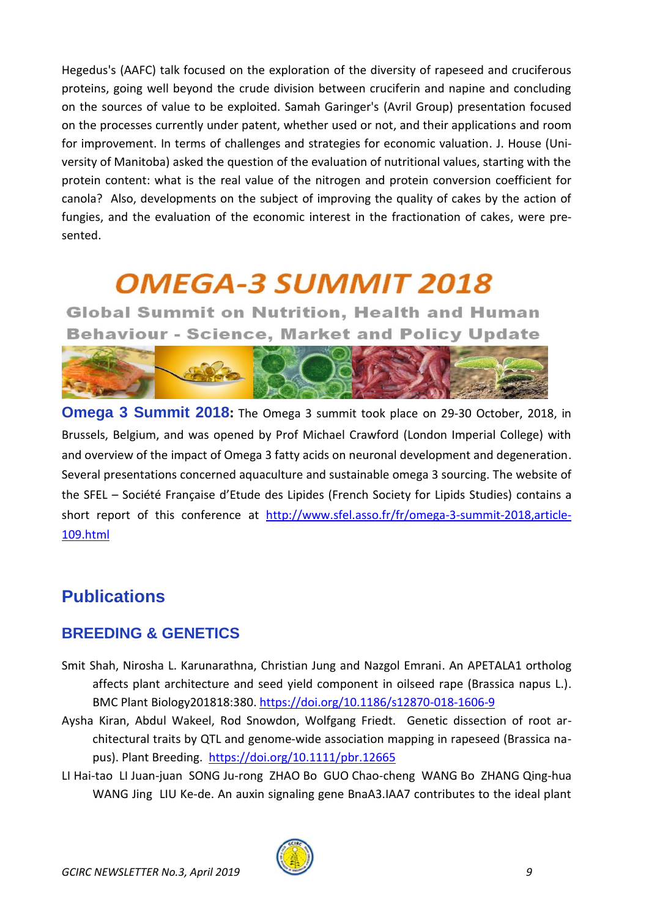Hegedus's (AAFC) talk focused on the exploration of the diversity of rapeseed and cruciferous proteins, going well beyond the crude division between cruciferin and napine and concluding on the sources of value to be exploited. Samah Garinger's (Avril Group) presentation focused on the processes currently under patent, whether used or not, and their applications and room for improvement. In terms of challenges and strategies for economic valuation. J. House (University of Manitoba) asked the question of the evaluation of nutritional values, starting with the protein content: what is the real value of the nitrogen and protein conversion coefficient for canola? Also, developments on the subject of improving the quality of cakes by the action of fungies, and the evaluation of the economic interest in the fractionation of cakes, were presented.

# OMEGA-3 SUMMIT 2018

**Global Summit on Nutrition, Health and Human Behaviour - Science, Market and Policy Update**

**Omega 3 Summit 2018:** The Omega 3 summit took place on 29-30 October, 2018, in Brussels, Belgium, and was opened by Prof Michael Crawford (London Imperial College) with and overview of the impact of Omega 3 fatty acids on neuronal development and degeneration. Several presentations concerned aquaculture and sustainable omega 3 sourcing. The website of the SFEL – Société Française d'Etude des Lipides (French Society for Lipids Studies) contains a short report of this conference at http://www.sfel.asso.fr/fr/omega-3-summit-2018,article-109.html

## Publications

### BREEDING & GENETICS

- Smit Shah, Nirosha L. Karunarathna, Christian Jung and Nazgol Emrani. An APETALA1 ortholog affects plant architecture and seed yield component in oilseed rape (Brassica napus L.). BMC Plant Biology201818:380. https://doi.org/10.1186/s12870-018-1606-9
- Aysha Kiran, Abdul Wakeel, Rod Snowdon, Wolfgang Friedt. Genetic dissection of root architectural traits by QTL and genome-wide association mapping in rapeseed (Brassica napus). Plant Breeding. https://doi.org/10.1111/pbr.12665
- LI Hai-tao LI Juan-juan SONG Ju-rong ZHAO Bo GUO Chao-cheng WANG Bo ZHANG Qing-hua WANG Jing LIU Ke-de. An auxin signaling gene BnaA3.IAA7 contributes to the ideal plant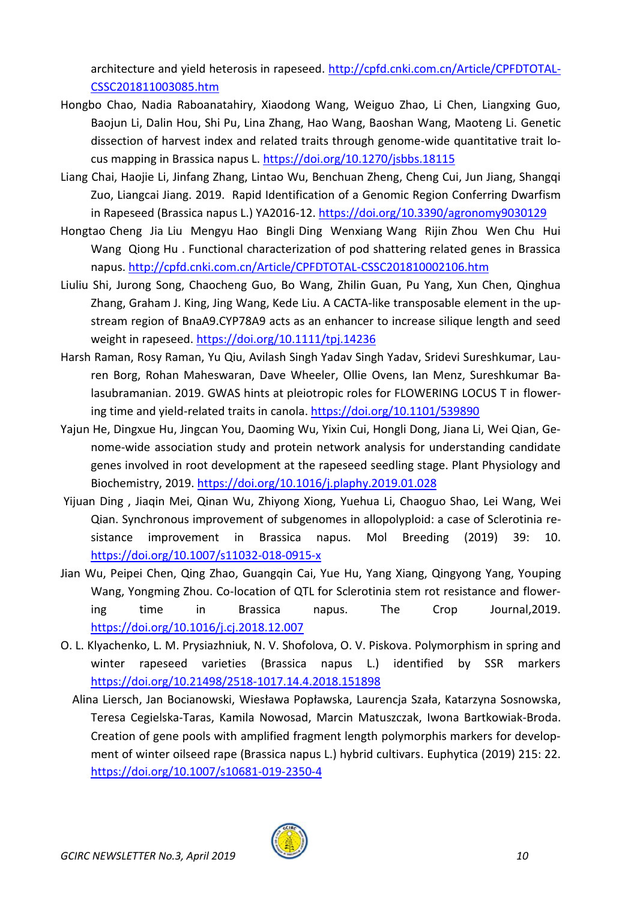architecture and yield heterosis in rapeseed. http://cpfd.cnki.com.cn/Article/CPFDTOTAL-CSSC201811003085.htm

Hongbo Chao, Nadia Raboanatahiry, Xiaodong Wang, Weiguo Zhao, Li Chen, Liangxing Guo, Baojun Li, Dalin Hou, Shi Pu, Lina Zhang, Hao Wang, Baoshan Wang, Maoteng Li. Genetic dissection of harvest index and related traits through genome-wide quantitative trait locus mapping in Brassica napus L. https://doi.org/10.1270/jsbbs.18115

Liang Chai, Haojie Li, Jinfang Zhang, Lintao Wu, Benchuan Zheng, Cheng Cui, Jun Jiang, Shangqi Zuo, Liangcai Jiang. 2019. Rapid Identification of a Genomic Region Conferring Dwarfism in Rapeseed (Brassica napus L.) YA2016-12. https://doi.org/10.3390/agronomy9030129

Hongtao Cheng Jia Liu Mengyu Hao Bingli Ding Wenxiang Wang Rijin Zhou Wen Chu Hui Wang Qiong Hu . Functional characterization of pod shattering related genes in Brassica napus. http://cpfd.cnki.com.cn/Article/CPFDTOTAL-CSSC201810002106.htm

Liuliu Shi, Jurong Song, Chaocheng Guo, Bo Wang, Zhilin Guan, Pu Yang, Xun Chen, Qinghua Zhang, Graham J. King, Jing Wang, Kede Liu. A CACTA-like transposable element in the upstream region of BnaA9.CYP78A9 acts as an enhancer to increase silique length and seed weight in rapeseed. https://doi.org/10.1111/tpj.14236

Harsh Raman, Rosy Raman, Yu Qiu, Avilash Singh Yadav Singh Yadav, Sridevi Sureshkumar, Lauren Borg, Rohan Maheswaran, Dave Wheeler, Ollie Ovens, Ian Menz, Sureshkumar Balasubramanian. 2019. GWAS hints at pleiotropic roles for FLOWERING LOCUS T in flowering time and yield-related traits in canola. https://doi.org/10.1101/539890

Yajun He, Dingxue Hu, Jingcan You, Daoming Wu, Yixin Cui, Hongli Dong, Jiana Li, Wei Qian, Genome-wide association study and protein network analysis for understanding candidate genes involved in root development at the rapeseed seedling stage. Plant Physiology and Biochemistry, 2019. https://doi.org/10.1016/j.plaphy.2019.01.028

Yijuan Ding , Jiaqin Mei, Qinan Wu, Zhiyong Xiong, Yuehua Li, Chaoguo Shao, Lei Wang, Wei Qian. Synchronous improvement of subgenomes in allopolyploid: a case of Sclerotinia resistance improvement in Brassica napus. Mol Breeding (2019) 39: 10. https://doi.org/10.1007/s11032-018-0915-x

Jian Wu, Peipei Chen, Qing Zhao, Guangqin Cai, Yue Hu, Yang Xiang, Qingyong Yang, Youping Wang, Yongming Zhou. Co-location of QTL for Sclerotinia stem rot resistance and flowering time in Brassica napus. The Crop Journal,2019. https://doi.org/10.1016/j.cj.2018.12.007

O. L. Klyachenko, L. M. Prysiazhniuk, N. V. Shofolova, O. V. Piskova. Polymorphism in spring and winter rapeseed varieties (Brassica napus L.) identified by SSR markers https://doi.org/10.21498/2518-1017.14.4.2018.151898

Alina Liersch, Jan Bocianowski, Wiesława Popławska, Laurencja Szała, Katarzyna Sosnowska, Teresa Cegielska-Taras, Kamila Nowosad, Marcin Matuszczak, Iwona Bartkowiak-Broda. Creation of gene pools with amplified fragment length polymorphis markers for development of winter oilseed rape (Brassica napus L.) hybrid cultivars. Euphytica (2019) 215: 22. https://doi.org/10.1007/s10681-019-2350-4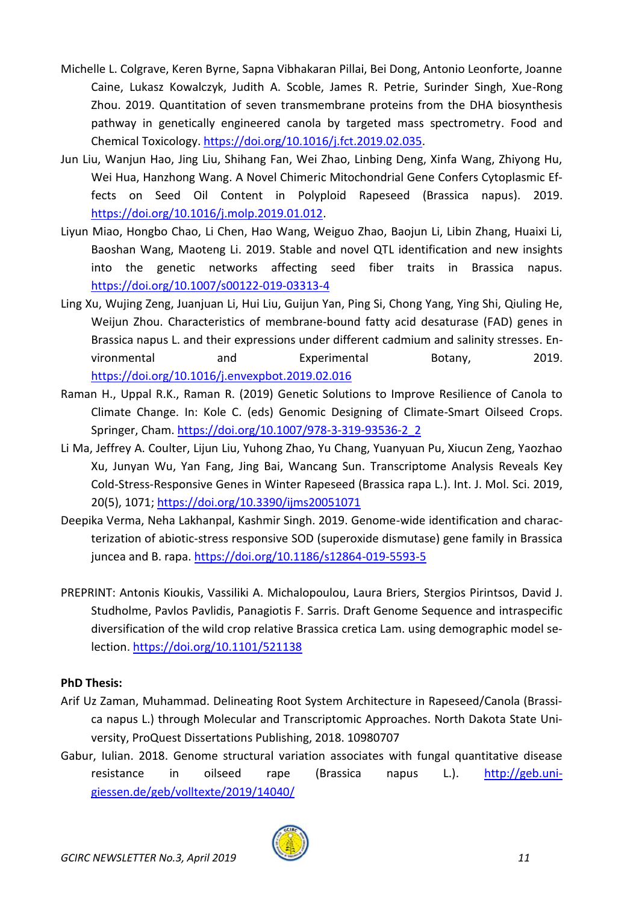Michelle L. Colgrave, Keren Byrne, Sapna Vibhakaran Pillai, Bei Dong, Antonio Leonforte, Joanne Caine, Lukasz Kowalczyk, Judith A. Scoble, James R. Petrie, Surinder Singh, Xue-Rong Zhou. 2019. Quantitation of seven transmembrane proteins from the DHA biosynthesis pathway in genetically engineered canola by targeted mass spectrometry. Food and Chemical Toxicology. https://doi.org/10.1016/j.fct.2019.02.035.

Jun Liu, Wanjun Hao, Jing Liu, Shihang Fan, Wei Zhao, Linbing Deng, Xinfa Wang, Zhiyong Hu, Wei Hua, Hanzhong Wang. A Novel Chimeric Mitochondrial Gene Confers Cytoplasmic Effects on Seed Oil Content in Polyploid Rapeseed (Brassica napus). 2019. https://doi.org/10.1016/j.molp.2019.01.012.

Liyun Miao, Hongbo Chao, Li Chen, Hao Wang, Weiguo Zhao, Baojun Li, Libin Zhang, Huaixi Li, Baoshan Wang, Maoteng Li. 2019. Stable and novel QTL identification and new insights into the genetic networks affecting seed fiber traits in Brassica napus. https://doi.org/10.1007/s00122-019-03313-4

Ling Xu, Wujing Zeng, Juanjuan Li, Hui Liu, Guijun Yan, Ping Si, Chong Yang, Ying Shi, Qiuling He, Weijun Zhou. Characteristics of membrane-bound fatty acid desaturase (FAD) genes in Brassica napus L. and their expressions under different cadmium and salinity stresses. Environmental and Experimental Botany, 2019. https://doi.org/10.1016/j.envexpbot.2019.02.016

Raman H., Uppal R.K., Raman R. (2019) Genetic Solutions to Improve Resilience of Canola to Climate Change. In: Kole C. (eds) Genomic Designing of Climate-Smart Oilseed Crops. Springer, Cham. https://doi.org/10.1007/978-3-319-93536-2_2

Li Ma, Jeffrey A. Coulter, Lijun Liu, Yuhong Zhao, Yu Chang, Yuanyuan Pu, Xiucun Zeng, Yaozhao Xu, Junyan Wu, Yan Fang, Jing Bai, Wancang Sun. Transcriptome Analysis Reveals Key Cold-Stress-Responsive Genes in Winter Rapeseed (Brassica rapa L.). Int. J. Mol. Sci. 2019, 20(5), 1071; https://doi.org/10.3390/ijms20051071

Deepika Verma, Neha Lakhanpal, Kashmir Singh. 2019. Genome-wide identification and characterization of abiotic-stress responsive SOD (superoxide dismutase) gene family in Brassica juncea and B. rapa. https://doi.org/10.1186/s12864-019-5593-5

PREPRINT: Antonis Kioukis, Vassiliki A. Michalopoulou, Laura Briers, Stergios Pirintsos, David J. Studholme, Pavlos Pavlidis, Panagiotis F. Sarris. Draft Genome Sequence and intraspecific diversification of the wild crop relative Brassica cretica Lam. using demographic model selection. https://doi.org/10.1101/521138

**PhD Thesis:**

Arif Uz Zaman, Muhammad. Delineating Root System Architecture in Rapeseed/Canola (Brassica napus L.) through Molecular and Transcriptomic Approaches. North Dakota State University, ProQuest Dissertations Publishing, 2018. 10980707

Gabur, Iulian. 2018. Genome structural variation associates with fungal quantitative disease resistance in oilseed rape (Brassica napus L.). http://geb.uni-giessen.de/geb/volltexte/2019/14040/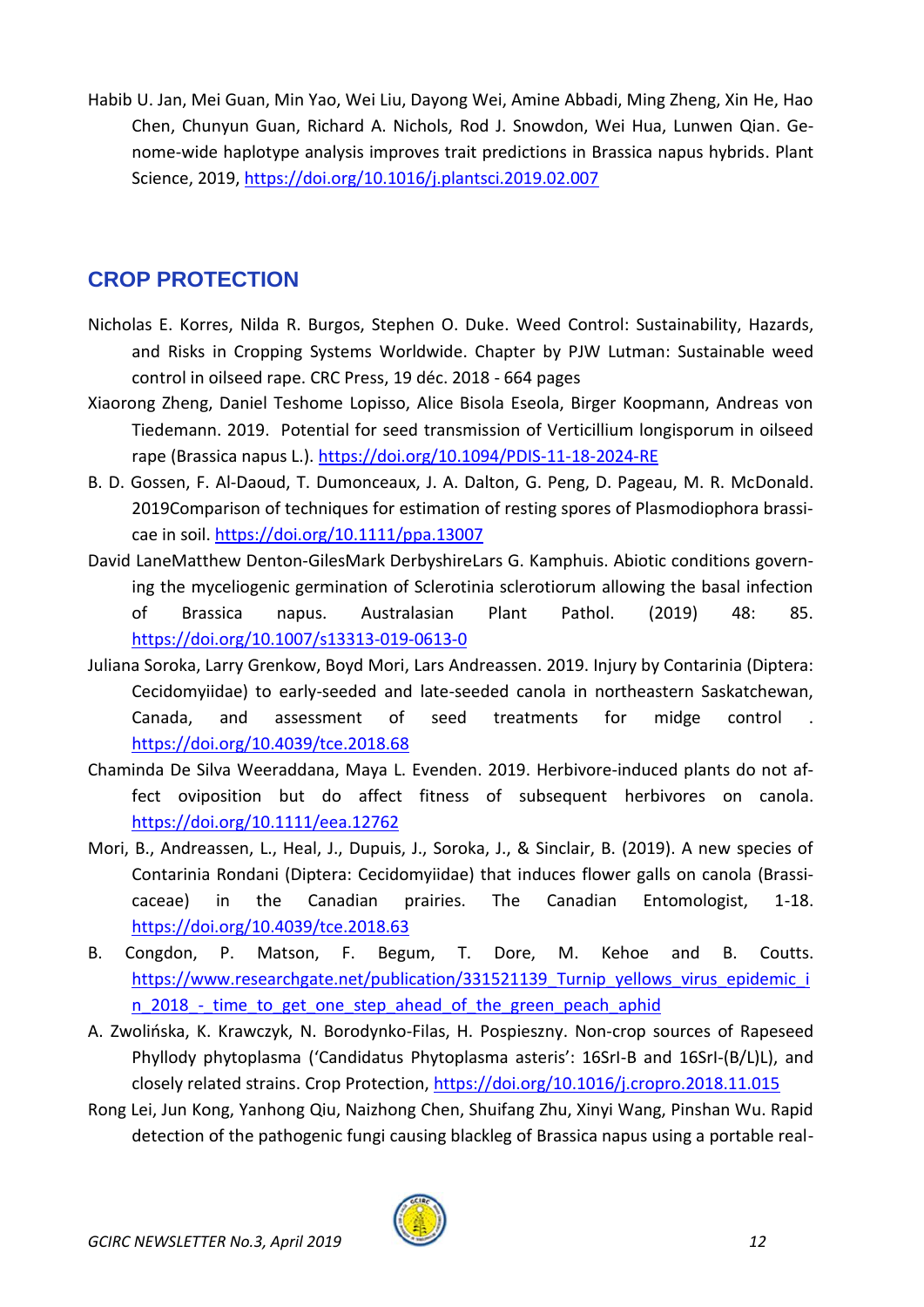Habib U. Jan, Mei Guan, Min Yao, Wei Liu, Dayong Wei, Amine Abbadi, Ming Zheng, Xin He, Hao Chen, Chunyun Guan, Richard A. Nichols, Rod J. Snowdon, Wei Hua, Lunwen Qian. Genome-wide haplotype analysis improves trait predictions in Brassica napus hybrids. Plant Science, 2019, https://doi.org/10.1016/j.plantsci.2019.02.007

## CROP PROTECTION

Nicholas E. Korres, Nilda R. Burgos, Stephen O. Duke. Weed Control: Sustainability, Hazards, and Risks in Cropping Systems Worldwide. Chapter by PJW Lutman: Sustainable weed control in oilseed rape. CRC Press, 19 déc. 2018 - 664 pages

Xiaorong Zheng, Daniel Teshome Lopisso, Alice Bisola Eseola, Birger Koopmann, Andreas von Tiedemann. 2019. Potential for seed transmission of Verticillium longisporum in oilseed rape (Brassica napus L.). https://doi.org/10.1094/PDIS-11-18-2024-RE

B. D. Gossen, F. Al-Daoud, T. Dumonceaux, J. A. Dalton, G. Peng, D. Pageau, M. R. McDonald. 2019Comparison of techniques for estimation of resting spores of Plasmodiophora brassicae in soil. https://doi.org/10.1111/ppa.13007

David LaneMatthew Denton-GilesMark DerbyshireLars G. Kamphuis. Abiotic conditions governing the myceliogenic germination of Sclerotinia sclerotiorum allowing the basal infection of Brassica napus. Australasian Plant Pathol. (2019) 48: 85. https://doi.org/10.1007/s13313-019-0613-0

Juliana Soroka, Larry Grenkow, Boyd Mori, Lars Andreassen. 2019. Injury by Contarinia (Diptera: Cecidomyiidae) to early-seeded and late-seeded canola in northeastern Saskatchewan, Canada, and assessment of seed treatments for midge control . https://doi.org/10.4039/tce.2018.68

Chaminda De Silva Weeraddana, Maya L. Evenden. 2019. Herbivore-induced plants do not affect oviposition but do affect fitness of subsequent herbivores on canola. https://doi.org/10.1111/eea.12762

Mori, B., Andreassen, L., Heal, J., Dupuis, J., Soroka, J., & Sinclair, B. (2019). A new species of Contarinia Rondani (Diptera: Cecidomyiidae) that induces flower galls on canola (Brassicaceae) in the Canadian prairies. The Canadian Entomologist, 1-18. https://doi.org/10.4039/tce.2018.63

B. Congdon, P. Matson, F. Begum, T. Dore, M. Kehoe and B. Coutts. https://www.researchgate.net/publication/331521139_Turnip_yellows_virus_epidemic_in_2018_-_time_to_get_one_step_ahead_of_the_green_peach_aphid

A. Zwolińska, K. Krawczyk, N. Borodynko-Filas, H. Pospieszny. Non-crop sources of Rapeseed Phyllody phytoplasma (‘Candidatus Phytoplasma asteris’: 16SrI-B and 16SrI-(B/L)L), and closely related strains. Crop Protection, https://doi.org/10.1016/j.cropro.2018.11.015

Rong Lei, Jun Kong, Yanhong Qiu, Naizhong Chen, Shuifang Zhu, Xinyi Wang, Pinshan Wu. Rapid detection of the pathogenic fungi causing blackleg of Brassica napus using a portable real-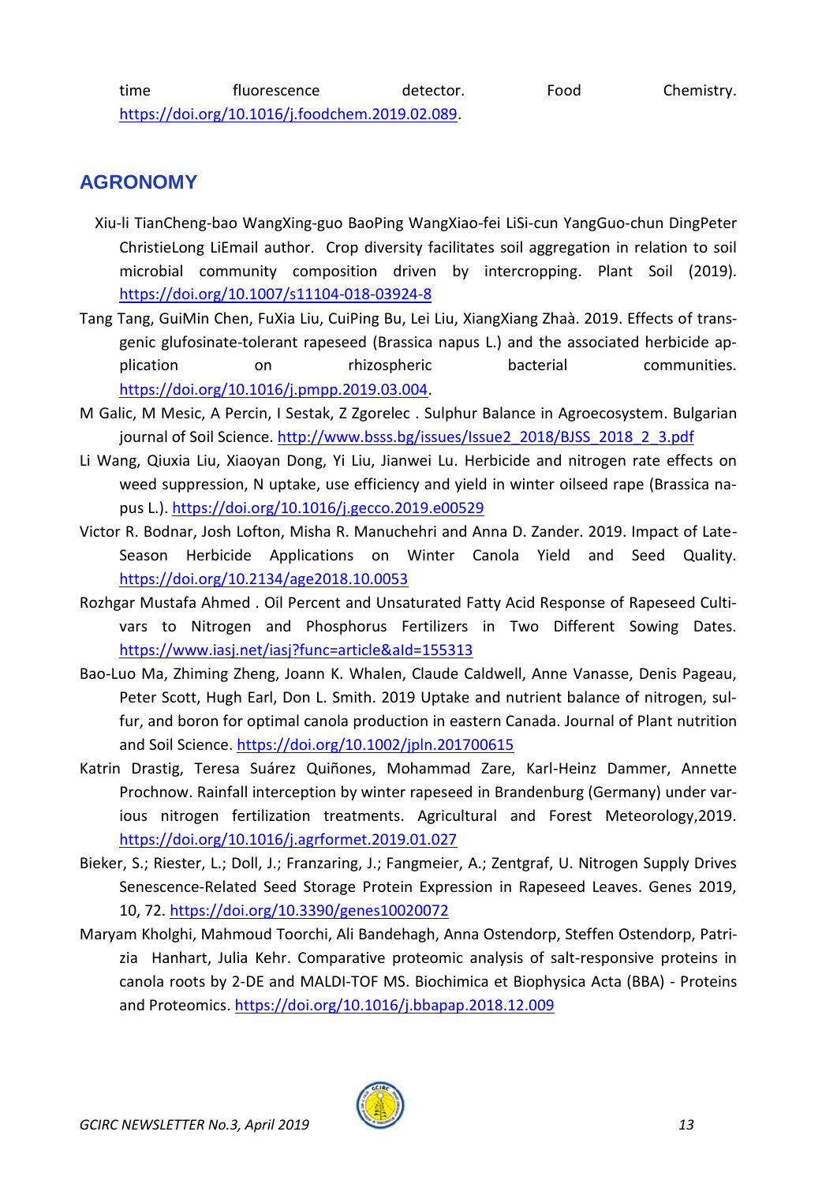time fluorescence detector. Food Chemistry. https://doi.org/10.1016/j.foodchem.2019.02.089.

## AGRONOMY

Xiu-li TianCheng-bao WangXing-guo BaoPing WangXiao-fei LiSi-cun YangGuo-chun DingPeter ChristieLong LiEmail author. Crop diversity facilitates soil aggregation in relation to soil microbial community composition driven by intercropping. Plant Soil (2019). https://doi.org/10.1007/s11104-018-03924-8

Tang Tang, GuiMin Chen, FuXia Liu, CuiPing Bu, Lei Liu, XiangXiang Zhaà. 2019. Effects of transgenic glufosinate-tolerant rapeseed (Brassica napus L.) and the associated herbicide application on rhizospheric bacterial communities. https://doi.org/10.1016/j.pmpp.2019.03.004.

M Galic, M Mesic, A Percin, I Sestak, Z Zgorelec . Sulphur Balance in Agroecosystem. Bulgarian journal of Soil Science. http://www.bsss.bg/issues/Issue2_2018/BJSS_2018_2_3.pdf

Li Wang, Qiuxia Liu, Xiaoyan Dong, Yi Liu, Jianwei Lu. Herbicide and nitrogen rate effects on weed suppression, N uptake, use efficiency and yield in winter oilseed rape (Brassica napus L.). https://doi.org/10.1016/j.gecco.2019.e00529

Victor R. Bodnar, Josh Lofton, Misha R. Manuchehri and Anna D. Zander. 2019. Impact of Late-Season Herbicide Applications on Winter Canola Yield and Seed Quality. https://doi.org/10.2134/age2018.10.0053

Rozhgar Mustafa Ahmed . Oil Percent and Unsaturated Fatty Acid Response of Rapeseed Cultivars to Nitrogen and Phosphorus Fertilizers in Two Different Sowing Dates. https://www.iasj.net/iasj?func=article&aId=155313

Bao-Luo Ma, Zhiming Zheng, Joann K. Whalen, Claude Caldwell, Anne Vanasse, Denis Pageau, Peter Scott, Hugh Earl, Don L. Smith. 2019 Uptake and nutrient balance of nitrogen, sulfur, and boron for optimal canola production in eastern Canada. Journal of Plant nutrition and Soil Science. https://doi.org/10.1002/jpln.201700615

Katrin Drastig, Teresa Suárez Quiñones, Mohammad Zare, Karl-Heinz Dammer, Annette Prochnow. Rainfall interception by winter rapeseed in Brandenburg (Germany) under various nitrogen fertilization treatments. Agricultural and Forest Meteorology,2019. https://doi.org/10.1016/j.agrformet.2019.01.027

Bieker, S.; Riester, L.; Doll, J.; Franzaring, J.; Fangmeier, A.; Zentgraf, U. Nitrogen Supply Drives Senescence-Related Seed Storage Protein Expression in Rapeseed Leaves. Genes 2019, 10, 72. https://doi.org/10.3390/genes10020072

Maryam Kholghi, Mahmoud Toorchi, Ali Bandehagh, Anna Ostendorp, Steffen Ostendorp, Patrizia Hanhart, Julia Kehr. Comparative proteomic analysis of salt-responsive proteins in canola roots by 2-DE and MALDI-TOF MS. Biochimica et Biophysica Acta (BBA) - Proteins and Proteomics. https://doi.org/10.1016/j.bbapap.2018.12.009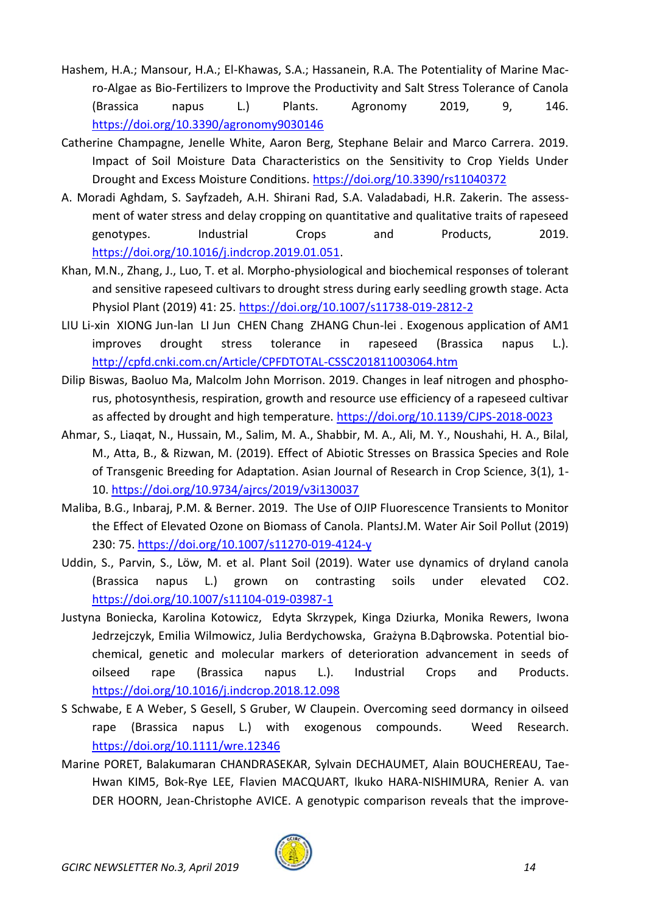Hashem, H.A.; Mansour, H.A.; El-Khawas, S.A.; Hassanein, R.A. The Potentiality of Marine Macro-Algae as Bio-Fertilizers to Improve the Productivity and Salt Stress Tolerance of Canola (Brassica napus L.) Plants. Agronomy 2019, 9, 146. https://doi.org/10.3390/agronomy9030146

Catherine Champagne, Jenelle White, Aaron Berg, Stephane Belair and Marco Carrera. 2019. Impact of Soil Moisture Data Characteristics on the Sensitivity to Crop Yields Under Drought and Excess Moisture Conditions. https://doi.org/10.3390/rs11040372

A. Moradi Aghdam, S. Sayfzadeh, A.H. Shirani Rad, S.A. Valadabadi, H.R. Zakerin. The assessment of water stress and delay cropping on quantitative and qualitative traits of rapeseed genotypes. Industrial Crops and Products, 2019. https://doi.org/10.1016/j.indcrop.2019.01.051.

Khan, M.N., Zhang, J., Luo, T. et al. Morpho-physiological and biochemical responses of tolerant and sensitive rapeseed cultivars to drought stress during early seedling growth stage. Acta Physiol Plant (2019) 41: 25. https://doi.org/10.1007/s11738-019-2812-2

LIU Li-xin XIONG Jun-lan LI Jun CHEN Chang ZHANG Chun-lei . Exogenous application of AM1 improves drought stress tolerance in rapeseed (Brassica napus L.). http://cpfd.cnki.com.cn/Article/CPFDTOTAL-CSSC201811003064.htm

Dilip Biswas, Baoluo Ma, Malcolm John Morrison. 2019. Changes in leaf nitrogen and phosphorus, photosynthesis, respiration, growth and resource use efficiency of a rapeseed cultivar as affected by drought and high temperature. https://doi.org/10.1139/CJPS-2018-0023

Ahmar, S., Liaqat, N., Hussain, M., Salim, M. A., Shabbir, M. A., Ali, M. Y., Noushahi, H. A., Bilal, M., Atta, B., & Rizwan, M. (2019). Effect of Abiotic Stresses on Brassica Species and Role of Transgenic Breeding for Adaptation. Asian Journal of Research in Crop Science, 3(1), 1-10. https://doi.org/10.9734/ajrcs/2019/v3i130037

Maliba, B.G., Inbaraj, P.M. & Berner. 2019. The Use of OJIP Fluorescence Transients to Monitor the Effect of Elevated Ozone on Biomass of Canola. PlantsJ.M. Water Air Soil Pollut (2019) 230: 75. https://doi.org/10.1007/s11270-019-4124-y

Uddin, S., Parvin, S., Löw, M. et al. Plant Soil (2019). Water use dynamics of dryland canola (Brassica napus L.) grown on contrasting soils under elevated CO2. https://doi.org/10.1007/s11104-019-03987-1

Justyna Boniecka, Karolina Kotowicz, Edyta Skrzypek, Kinga Dziurka, Monika Rewers, Iwona Jedrzejczyk, Emilia Wilmowicz, Julia Berdychowska, Grażyna B.Dąbrowska. Potential biochemical, genetic and molecular markers of deterioration advancement in seeds of oilseed rape (Brassica napus L.). Industrial Crops and Products. https://doi.org/10.1016/j.indcrop.2018.12.098

S Schwabe, E A Weber, S Gesell, S Gruber, W Claupein. Overcoming seed dormancy in oilseed rape (Brassica napus L.) with exogenous compounds. Weed Research. https://doi.org/10.1111/wre.12346

Marine PORET, Balakumaran CHANDRASEKAR, Sylvain DECHAUMET, Alain BOUCHEREAU, Tae-Hwan KIM5, Bok-Rye LEE, Flavien MACQUART, Ikuko HARA-NISHIMURA, Renier A. van DER HOORN, Jean-Christophe AVICE. A genotypic comparison reveals that the improve-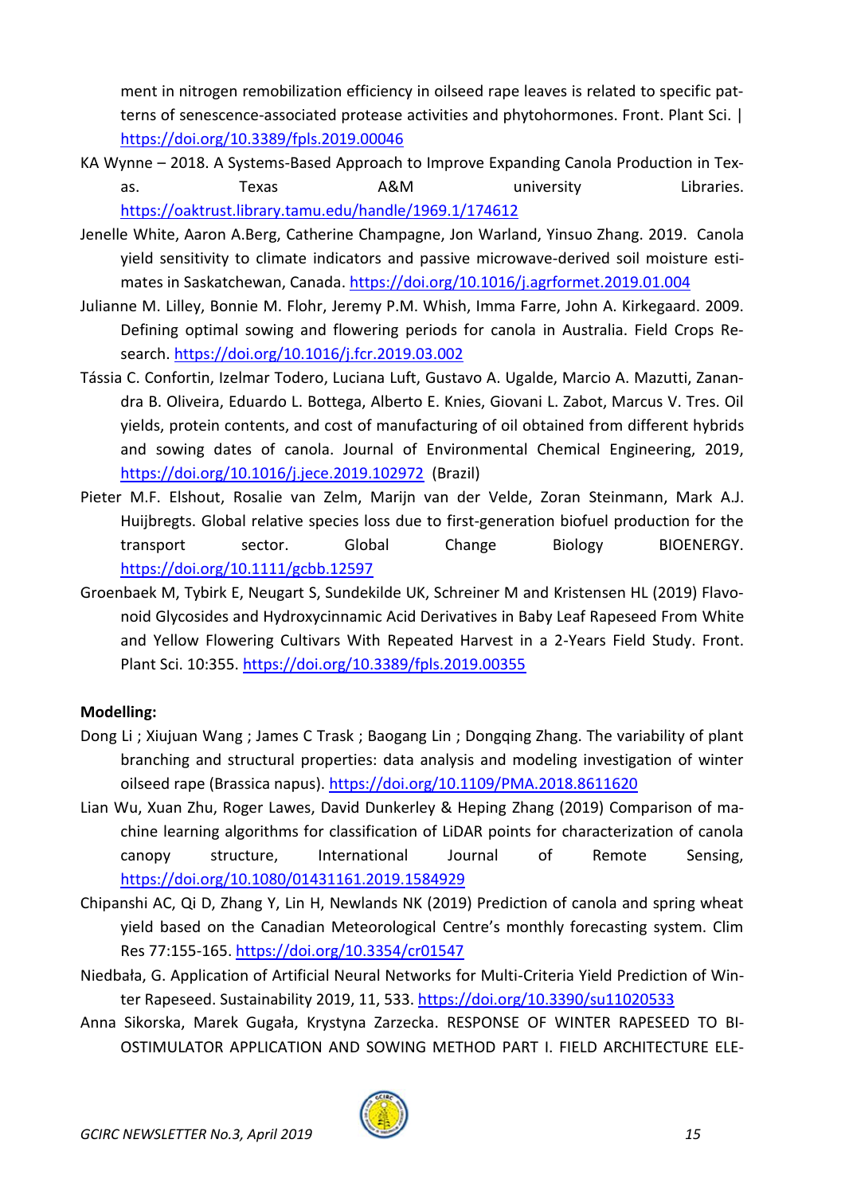ment in nitrogen remobilization efficiency in oilseed rape leaves is related to specific patterns of senescence-associated protease activities and phytohormones. Front. Plant Sci. | https://doi.org/10.3389/fpls.2019.00046

KA Wynne – 2018. A Systems-Based Approach to Improve Expanding Canola Production in Texas. Texas A&M university Libraries. https://oaktrust.library.tamu.edu/handle/1969.1/174612

Jenelle White, Aaron A.Berg, Catherine Champagne, Jon Warland, Yinsuo Zhang. 2019. Canola yield sensitivity to climate indicators and passive microwave-derived soil moisture estimates in Saskatchewan, Canada. https://doi.org/10.1016/j.agrformet.2019.01.004

Julianne M. Lilley, Bonnie M. Flohr, Jeremy P.M. Whish, Imma Farre, John A. Kirkegaard. 2009. Defining optimal sowing and flowering periods for canola in Australia. Field Crops Research. https://doi.org/10.1016/j.fcr.2019.03.002

Tássia C. Confortin, Izelmar Todero, Luciana Luft, Gustavo A. Ugalde, Marcio A. Mazutti, Zanandra B. Oliveira, Eduardo L. Bottega, Alberto E. Knies, Giovani L. Zabot, Marcus V. Tres. Oil yields, protein contents, and cost of manufacturing of oil obtained from different hybrids and sowing dates of canola. Journal of Environmental Chemical Engineering, 2019, https://doi.org/10.1016/j.jece.2019.102972 (Brazil)

Pieter M.F. Elshout, Rosalie van Zelm, Marijn van der Velde, Zoran Steinmann, Mark A.J. Huijbregts. Global relative species loss due to first-generation biofuel production for the transport sector. Global Change Biology BIOENERGY. https://doi.org/10.1111/gcbb.12597

Groenbaek M, Tybirk E, Neugart S, Sundekilde UK, Schreiner M and Kristensen HL (2019) Flavonoid Glycosides and Hydroxycinnamic Acid Derivatives in Baby Leaf Rapeseed From White and Yellow Flowering Cultivars With Repeated Harvest in a 2-Years Field Study. Front. Plant Sci. 10:355. https://doi.org/10.3389/fpls.2019.00355

**Modelling:**

Dong Li ; Xiujuan Wang ; James C Trask ; Baogang Lin ; Dongqing Zhang. The variability of plant branching and structural properties: data analysis and modeling investigation of winter oilseed rape (Brassica napus). https://doi.org/10.1109/PMA.2018.8611620

Lian Wu, Xuan Zhu, Roger Lawes, David Dunkerley & Heping Zhang (2019) Comparison of machine learning algorithms for classification of LiDAR points for characterization of canola canopy structure, International Journal of Remote Sensing, https://doi.org/10.1080/01431161.2019.1584929

Chipanshi AC, Qi D, Zhang Y, Lin H, Newlands NK (2019) Prediction of canola and spring wheat yield based on the Canadian Meteorological Centre's monthly forecasting system. Clim Res 77:155-165. https://doi.org/10.3354/cr01547

Niedbała, G. Application of Artificial Neural Networks for Multi-Criteria Yield Prediction of Winter Rapeseed. Sustainability 2019, 11, 533. https://doi.org/10.3390/su11020533

Anna Sikorska, Marek Gugała, Krystyna Zarzecka. RESPONSE OF WINTER RAPESEED TO BIOSTIMULATOR APPLICATION AND SOWING METHOD PART I. FIELD ARCHITECTURE ELE-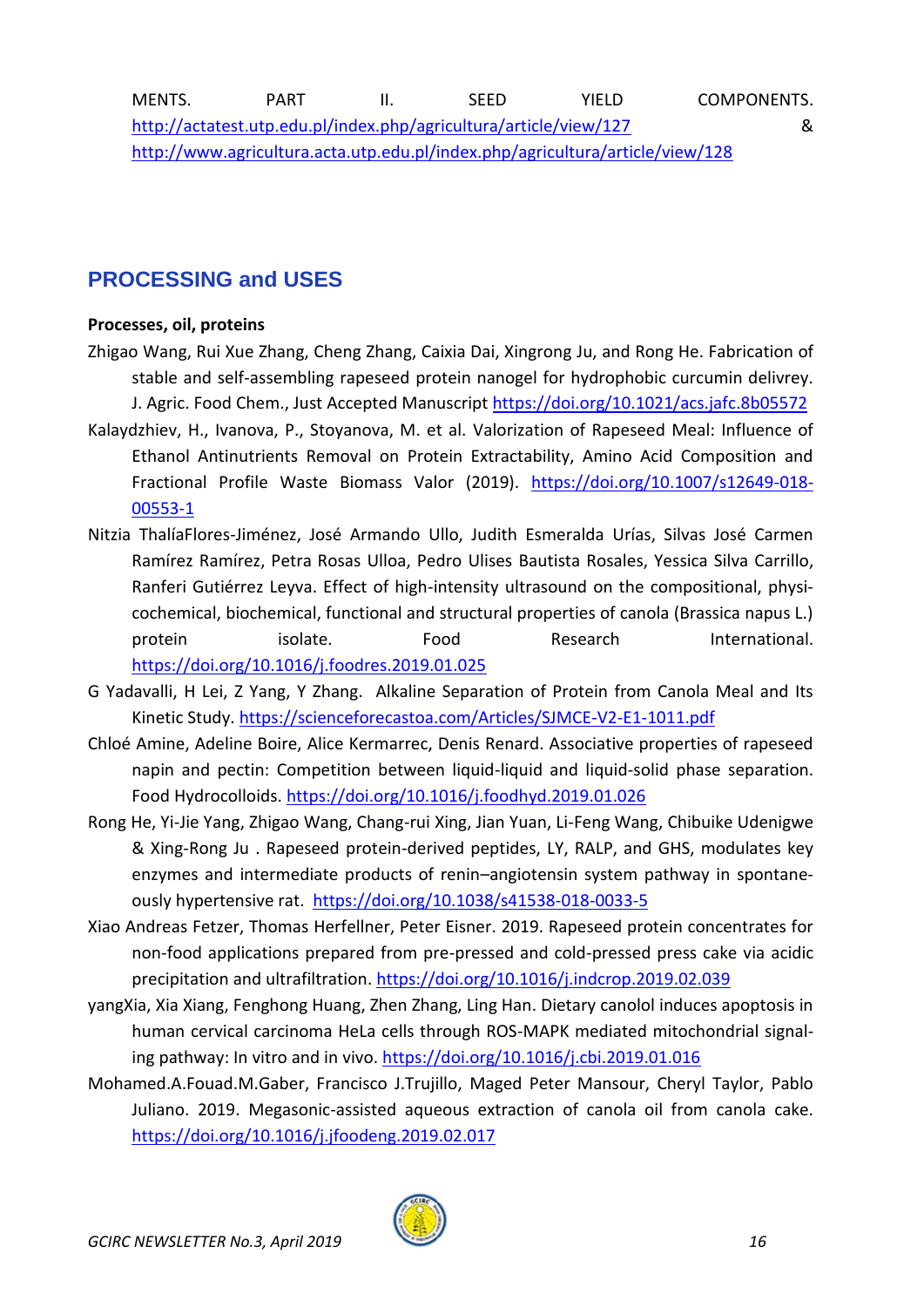MENTS. PART II. SEED YIELD COMPONENTS. http://actatest.utp.edu.pl/index.php/agricultura/article/view/127 & http://www.agricultura.acta.utp.edu.pl/index.php/agricultura/article/view/128

## PROCESSING and USES

**Processes, oil, proteins**

Zhigao Wang, Rui Xue Zhang, Cheng Zhang, Caixia Dai, Xingrong Ju, and Rong He. Fabrication of stable and self-assembling rapeseed protein nanogel for hydrophobic curcumin delivrey. J. Agric. Food Chem., Just Accepted Manuscript https://doi.org/10.1021/acs.jafc.8b05572

Kalaydzhiev, H., Ivanova, P., Stoyanova, M. et al. Valorization of Rapeseed Meal: Influence of Ethanol Antinutrients Removal on Protein Extractability, Amino Acid Composition and Fractional Profile Waste Biomass Valor (2019). https://doi.org/10.1007/s12649-018-00553-1

Nitzia ThalíaFlores-Jiménez, José Armando Ullo, Judith Esmeralda Urías, Silvas José Carmen Ramírez Ramírez, Petra Rosas Ulloa, Pedro Ulises Bautista Rosales, Yessica Silva Carrillo, Ranferi Gutiérrez Leyva. Effect of high-intensity ultrasound on the compositional, physicochemical, biochemical, functional and structural properties of canola (Brassica napus L.) protein isolate. Food Research International. https://doi.org/10.1016/j.foodres.2019.01.025

G Yadavalli, H Lei, Z Yang, Y Zhang. Alkaline Separation of Protein from Canola Meal and Its Kinetic Study. https://scienceforecastoa.com/Articles/SJMCE-V2-E1-1011.pdf

Chloé Amine, Adeline Boire, Alice Kermarrec, Denis Renard. Associative properties of rapeseed napin and pectin: Competition between liquid-liquid and liquid-solid phase separation. Food Hydrocolloids. https://doi.org/10.1016/j.foodhyd.2019.01.026

Rong He, Yi-Jie Yang, Zhigao Wang, Chang-rui Xing, Jian Yuan, Li-Feng Wang, Chibuike Udenigwe & Xing-Rong Ju . Rapeseed protein-derived peptides, LY, RALP, and GHS, modulates key enzymes and intermediate products of renin–angiotensin system pathway in spontaneously hypertensive rat. https://doi.org/10.1038/s41538-018-0033-5

Xiao Andreas Fetzer, Thomas Herfellner, Peter Eisner. 2019. Rapeseed protein concentrates for non-food applications prepared from pre-pressed and cold-pressed press cake via acidic precipitation and ultrafiltration. https://doi.org/10.1016/j.indcrop.2019.02.039

yangXia, Xia Xiang, Fenghong Huang, Zhen Zhang, Ling Han. Dietary canolol induces apoptosis in human cervical carcinoma HeLa cells through ROS-MAPK mediated mitochondrial signaling pathway: In vitro and in vivo. https://doi.org/10.1016/j.cbi.2019.01.016

Mohamed.A.Fouad.M.Gaber, Francisco J.Trujillo, Maged Peter Mansour, Cheryl Taylor, Pablo Juliano. 2019. Megasonic-assisted aqueous extraction of canola oil from canola cake. https://doi.org/10.1016/j.jfoodeng.2019.02.017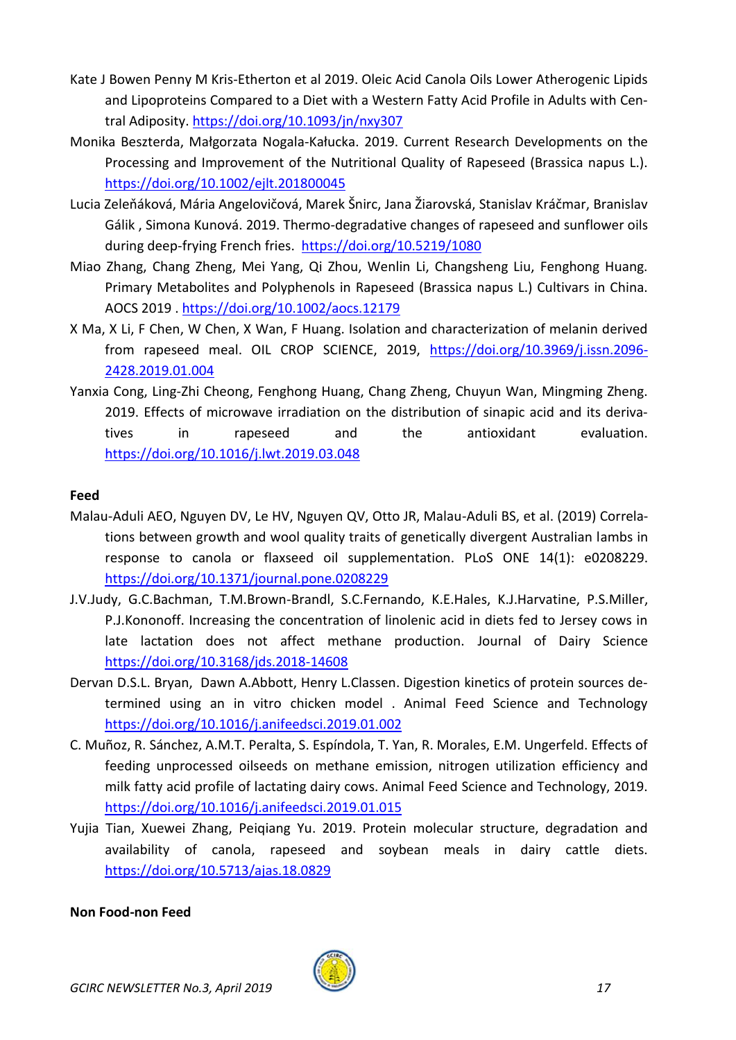Kate J Bowen Penny M Kris-Etherton et al 2019. Oleic Acid Canola Oils Lower Atherogenic Lipids and Lipoproteins Compared to a Diet with a Western Fatty Acid Profile in Adults with Central Adiposity. https://doi.org/10.1093/jn/nxy307

Monika Beszterda, Małgorzata Nogala-Kałucka. 2019. Current Research Developments on the Processing and Improvement of the Nutritional Quality of Rapeseed (Brassica napus L.). https://doi.org/10.1002/ejlt.201800045

Lucia Zeleňáková, Mária Angelovičová, Marek Šnirc, Jana Žiarovská, Stanislav Kráčmar, Branislav Gálik , Simona Kunová. 2019. Thermo-degradative changes of rapeseed and sunflower oils during deep-frying French fries. https://doi.org/10.5219/1080

Miao Zhang, Chang Zheng, Mei Yang, Qi Zhou, Wenlin Li, Changsheng Liu, Fenghong Huang. Primary Metabolites and Polyphenols in Rapeseed (Brassica napus L.) Cultivars in China. AOCS 2019 . https://doi.org/10.1002/aocs.12179

X Ma, X Li, F Chen, W Chen, X Wan, F Huang. Isolation and characterization of melanin derived from rapeseed meal. OIL CROP SCIENCE, 2019, https://doi.org/10.3969/j.issn.2096-2428.2019.01.004

Yanxia Cong, Ling-Zhi Cheong, Fenghong Huang, Chang Zheng, Chuyun Wan, Mingming Zheng. 2019. Effects of microwave irradiation on the distribution of sinapic acid and its derivatives in rapeseed and the antioxidant evaluation. https://doi.org/10.1016/j.lwt.2019.03.048

**Feed**

Malau-Aduli AEO, Nguyen DV, Le HV, Nguyen QV, Otto JR, Malau-Aduli BS, et al. (2019) Correlations between growth and wool quality traits of genetically divergent Australian lambs in response to canola or flaxseed oil supplementation. PLoS ONE 14(1): e0208229. https://doi.org/10.1371/journal.pone.0208229

J.V.Judy, G.C.Bachman, T.M.Brown-Brandl, S.C.Fernando, K.E.Hales, K.J.Harvatine, P.S.Miller, P.J.Kononoff. Increasing the concentration of linolenic acid in diets fed to Jersey cows in late lactation does not affect methane production. Journal of Dairy Science https://doi.org/10.3168/jds.2018-14608

Dervan D.S.L. Bryan, Dawn A.Abbott, Henry L.Classen. Digestion kinetics of protein sources determined using an in vitro chicken model . Animal Feed Science and Technology https://doi.org/10.1016/j.anifeedsci.2019.01.002

C. Muñoz, R. Sánchez, A.M.T. Peralta, S. Espíndola, T. Yan, R. Morales, E.M. Ungerfeld. Effects of feeding unprocessed oilseeds on methane emission, nitrogen utilization efficiency and milk fatty acid profile of lactating dairy cows. Animal Feed Science and Technology, 2019. https://doi.org/10.1016/j.anifeedsci.2019.01.015

Yujia Tian, Xuewei Zhang, Peiqiang Yu. 2019. Protein molecular structure, degradation and availability of canola, rapeseed and soybean meals in dairy cattle diets. https://doi.org/10.5713/ajas.18.0829

**Non Food-non Feed**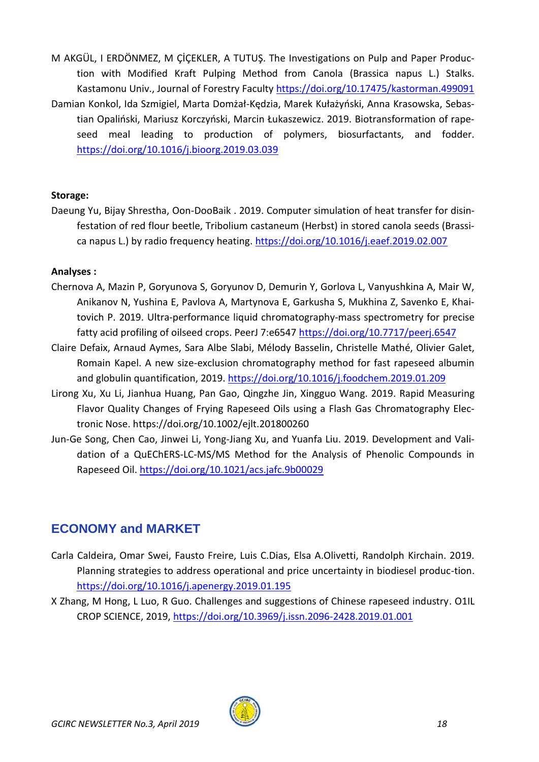M AKGÜL, I ERDÖNMEZ, M ÇİÇEKLER, A TUTUŞ. The Investigations on Pulp and Paper Production with Modified Kraft Pulping Method from Canola (Brassica napus L.) Stalks. Kastamonu Univ., Journal of Forestry Faculty https://doi.org/10.17475/kastorman.499091

Damian Konkol, Ida Szmigiel, Marta Domżał-Kędzia, Marek Kułażyński, Anna Krasowska, Sebastian Opaliński, Mariusz Korczyński, Marcin Łukaszewicz. 2019. Biotransformation of rapeseed meal leading to production of polymers, biosurfactants, and fodder. https://doi.org/10.1016/j.bioorg.2019.03.039

**Storage:**

Daeung Yu, Bijay Shrestha, Oon-DooBaik . 2019. Computer simulation of heat transfer for disinfestation of red flour beetle, Tribolium castaneum (Herbst) in stored canola seeds (Brassica napus L.) by radio frequency heating. https://doi.org/10.1016/j.eaef.2019.02.007

**Analyses :**

Chernova A, Mazin P, Goryunova S, Goryunov D, Demurin Y, Gorlova L, Vanyushkina A, Mair W, Anikanov N, Yushina E, Pavlova A, Martynova E, Garkusha S, Mukhina Z, Savenko E, Khaitovich P. 2019. Ultra-performance liquid chromatography-mass spectrometry for precise fatty acid profiling of oilseed crops. PeerJ 7:e6547 https://doi.org/10.7717/peerj.6547

Claire Defaix, Arnaud Aymes, Sara Albe Slabi, Mélody Basselin, Christelle Mathé, Olivier Galet, Romain Kapel. A new size-exclusion chromatography method for fast rapeseed albumin and globulin quantification, 2019. https://doi.org/10.1016/j.foodchem.2019.01.209

Lirong Xu, Xu Li, Jianhua Huang, Pan Gao, Qingzhe Jin, Xingguo Wang. 2019. Rapid Measuring Flavor Quality Changes of Frying Rapeseed Oils using a Flash Gas Chromatography Electronic Nose. https://doi.org/10.1002/ejlt.201800260

Jun-Ge Song, Chen Cao, Jinwei Li, Yong-Jiang Xu, and Yuanfa Liu. 2019. Development and Validation of a QuEChERS-LC-MS/MS Method for the Analysis of Phenolic Compounds in Rapeseed Oil. https://doi.org/10.1021/acs.jafc.9b00029

## ECONOMY and MARKET

Carla Caldeira, Omar Swei, Fausto Freire, Luis C.Dias, Elsa A.Olivetti, Randolph Kirchain. 2019. Planning strategies to address operational and price uncertainty in biodiesel produc-tion. https://doi.org/10.1016/j.apenergy.2019.01.195

X Zhang, M Hong, L Luo, R Guo. Challenges and suggestions of Chinese rapeseed industry. O1IL CROP SCIENCE, 2019, https://doi.org/10.3969/j.issn.2096-2428.2019.01.001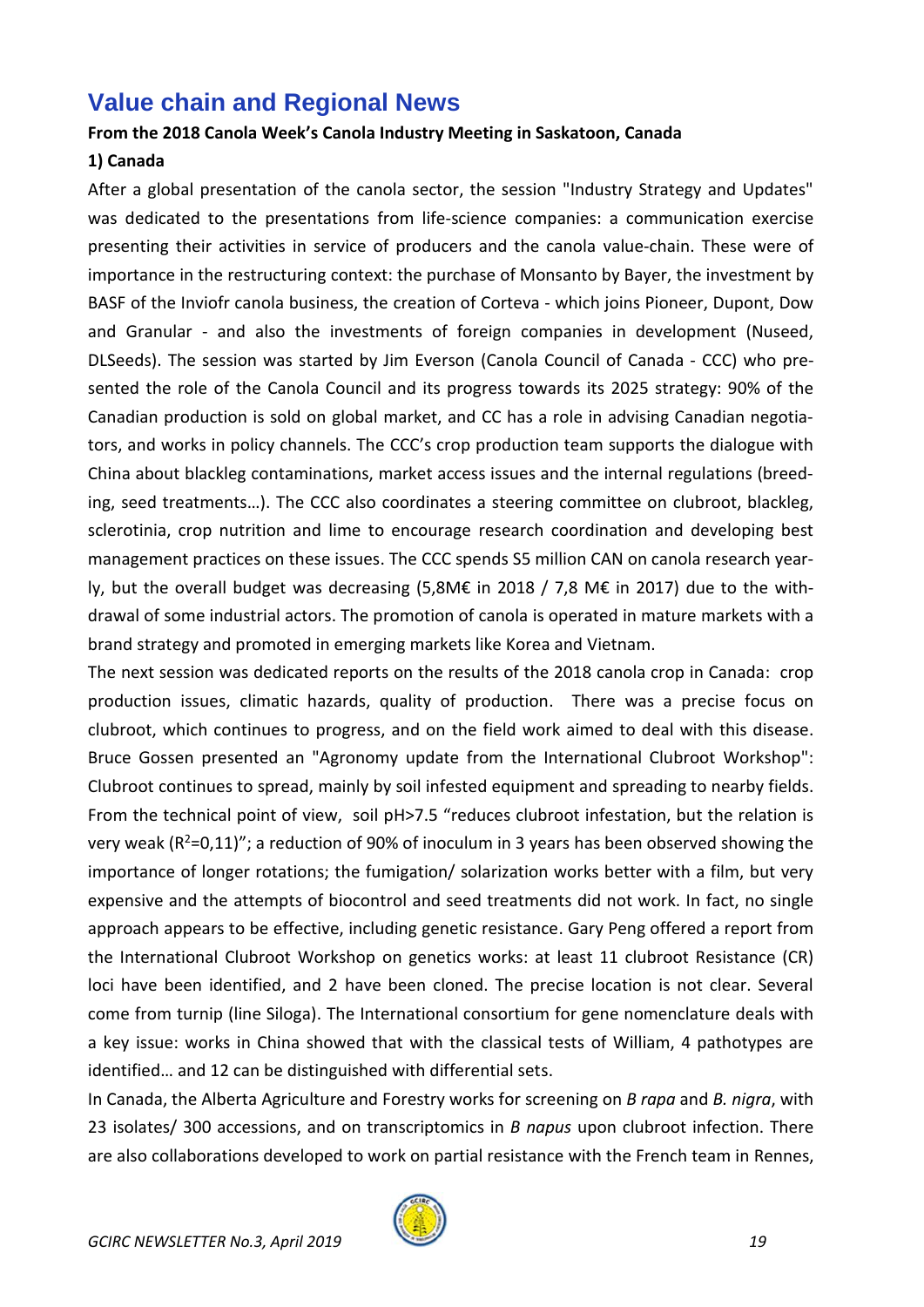# Value chain and Regional News

**From the 2018 Canola Week's Canola Industry Meeting in Saskatoon, Canada**

**1) Canada**

After a global presentation of the canola sector, the session "Industry Strategy and Updates" was dedicated to the presentations from life-science companies: a communication exercise presenting their activities in service of producers and the canola value-chain. These were of importance in the restructuring context: the purchase of Monsanto by Bayer, the investment by BASF of the Inviofr canola business, the creation of Corteva - which joins Pioneer, Dupont, Dow and Granular - and also the investments of foreign companies in development (Nuseed, DLSeeds). The session was started by Jim Everson (Canola Council of Canada - CCC) who presented the role of the Canola Council and its progress towards its 2025 strategy: 90% of the Canadian production is sold on global market, and CC has a role in advising Canadian negotiators, and works in policy channels. The CCC's crop production team supports the dialogue with China about blackleg contaminations, market access issues and the internal regulations (breeding, seed treatments…). The CCC also coordinates a steering committee on clubroot, blackleg, sclerotinia, crop nutrition and lime to encourage research coordination and developing best management practices on these issues. The CCC spends S5 million CAN on canola research yearly, but the overall budget was decreasing (5,8M€ in 2018 / 7,8 M€ in 2017) due to the withdrawal of some industrial actors. The promotion of canola is operated in mature markets with a brand strategy and promoted in emerging markets like Korea and Vietnam.

The next session was dedicated reports on the results of the 2018 canola crop in Canada: crop production issues, climatic hazards, quality of production. There was a precise focus on clubroot, which continues to progress, and on the field work aimed to deal with this disease. Bruce Gossen presented an "Agronomy update from the International Clubroot Workshop": Clubroot continues to spread, mainly by soil infested equipment and spreading to nearby fields. From the technical point of view, soil pH>7.5 "reduces clubroot infestation, but the relation is very weak ($R^2$=0,11)"; a reduction of 90% of inoculum in 3 years has been observed showing the importance of longer rotations; the fumigation/ solarization works better with a film, but very expensive and the attempts of biocontrol and seed treatments did not work. In fact, no single approach appears to be effective, including genetic resistance. Gary Peng offered a report from the International Clubroot Workshop on genetics works: at least 11 clubroot Resistance (CR) loci have been identified, and 2 have been cloned. The precise location is not clear. Several come from turnip (line Siloga). The International consortium for gene nomenclature deals with a key issue: works in China showed that with the classical tests of William, 4 pathotypes are identified… and 12 can be distinguished with differential sets.

In Canada, the Alberta Agriculture and Forestry works for screening on *B rapa* and *B. nigra*, with 23 isolates/ 300 accessions, and on transcriptomics in *B napus* upon clubroot infection. There are also collaborations developed to work on partial resistance with the French team in Rennes,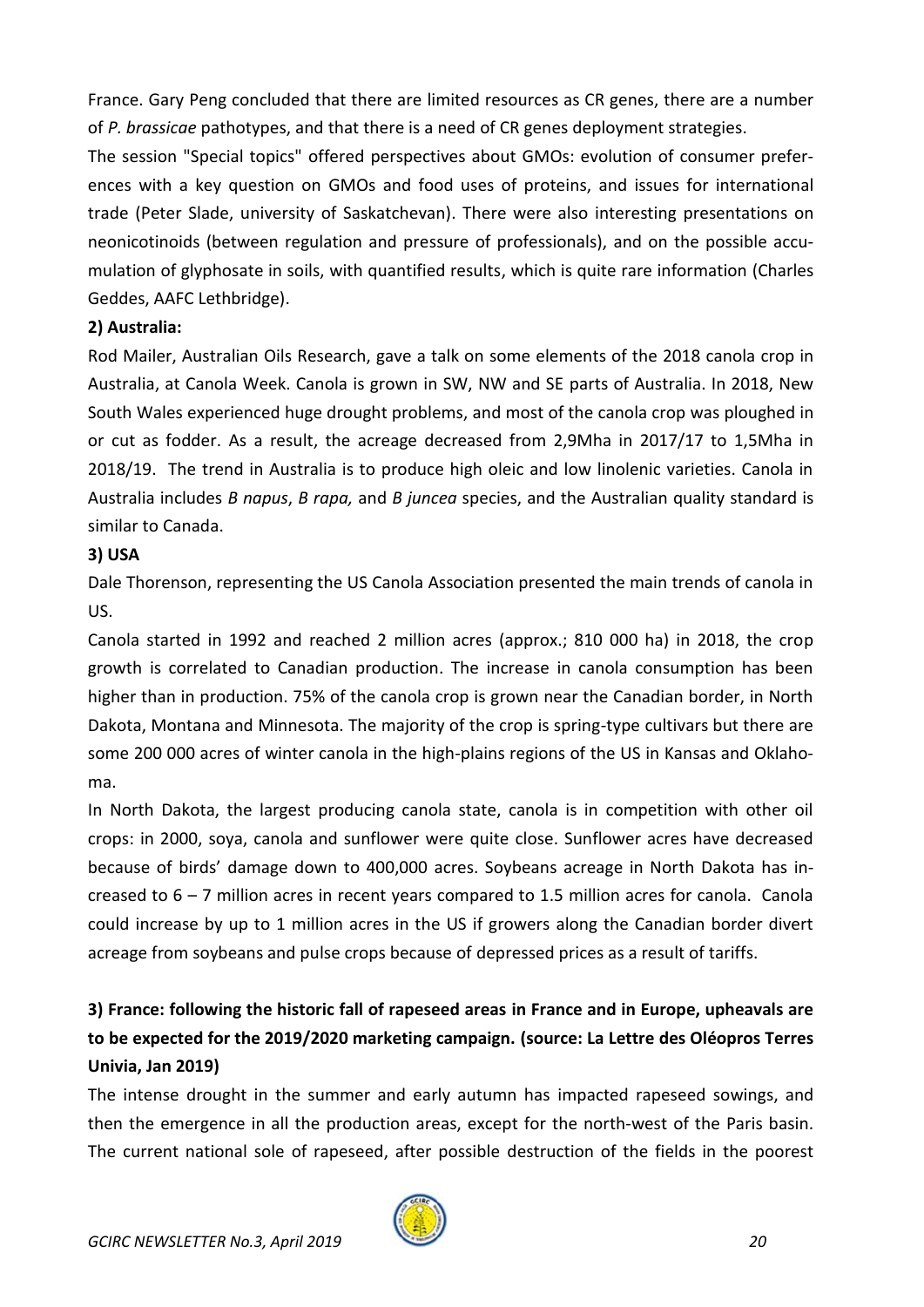France. Gary Peng concluded that there are limited resources as CR genes, there are a number of *P. brassicae* pathotypes, and that there is a need of CR genes deployment strategies.

The session "Special topics" offered perspectives about GMOs: evolution of consumer preferences with a key question on GMOs and food uses of proteins, and issues for international trade (Peter Slade, university of Saskatchevan). There were also interesting presentations on neonicotinoids (between regulation and pressure of professionals), and on the possible accumulation of glyphosate in soils, with quantified results, which is quite rare information (Charles Geddes, AAFC Lethbridge).

**2) Australia:**

Rod Mailer, Australian Oils Research, gave a talk on some elements of the 2018 canola crop in Australia, at Canola Week. Canola is grown in SW, NW and SE parts of Australia. In 2018, New South Wales experienced huge drought problems, and most of the canola crop was ploughed in or cut as fodder. As a result, the acreage decreased from 2,9Mha in 2017/17 to 1,5Mha in 2018/19. The trend in Australia is to produce high oleic and low linolenic varieties. Canola in Australia includes *B napus*, *B rapa,* and *B juncea* species, and the Australian quality standard is similar to Canada.

**3) USA**

Dale Thorenson, representing the US Canola Association presented the main trends of canola in US.

Canola started in 1992 and reached 2 million acres (approx.; 810 000 ha) in 2018, the crop growth is correlated to Canadian production. The increase in canola consumption has been higher than in production. 75% of the canola crop is grown near the Canadian border, in North Dakota, Montana and Minnesota. The majority of the crop is spring-type cultivars but there are some 200 000 acres of winter canola in the high-plains regions of the US in Kansas and Oklahoma.

In North Dakota, the largest producing canola state, canola is in competition with other oil crops: in 2000, soya, canola and sunflower were quite close. Sunflower acres have decreased because of birds' damage down to 400,000 acres. Soybeans acreage in North Dakota has increased to 6 – 7 million acres in recent years compared to 1.5 million acres for canola. Canola could increase by up to 1 million acres in the US if growers along the Canadian border divert acreage from soybeans and pulse crops because of depressed prices as a result of tariffs.

**3) France: following the historic fall of rapeseed areas in France and in Europe, upheavals are to be expected for the 2019/2020 marketing campaign. (source: La Lettre des Oléopros Terres Univia, Jan 2019)**

The intense drought in the summer and early autumn has impacted rapeseed sowings, and then the emergence in all the production areas, except for the north-west of the Paris basin. The current national sole of rapeseed, after possible destruction of the fields in the poorest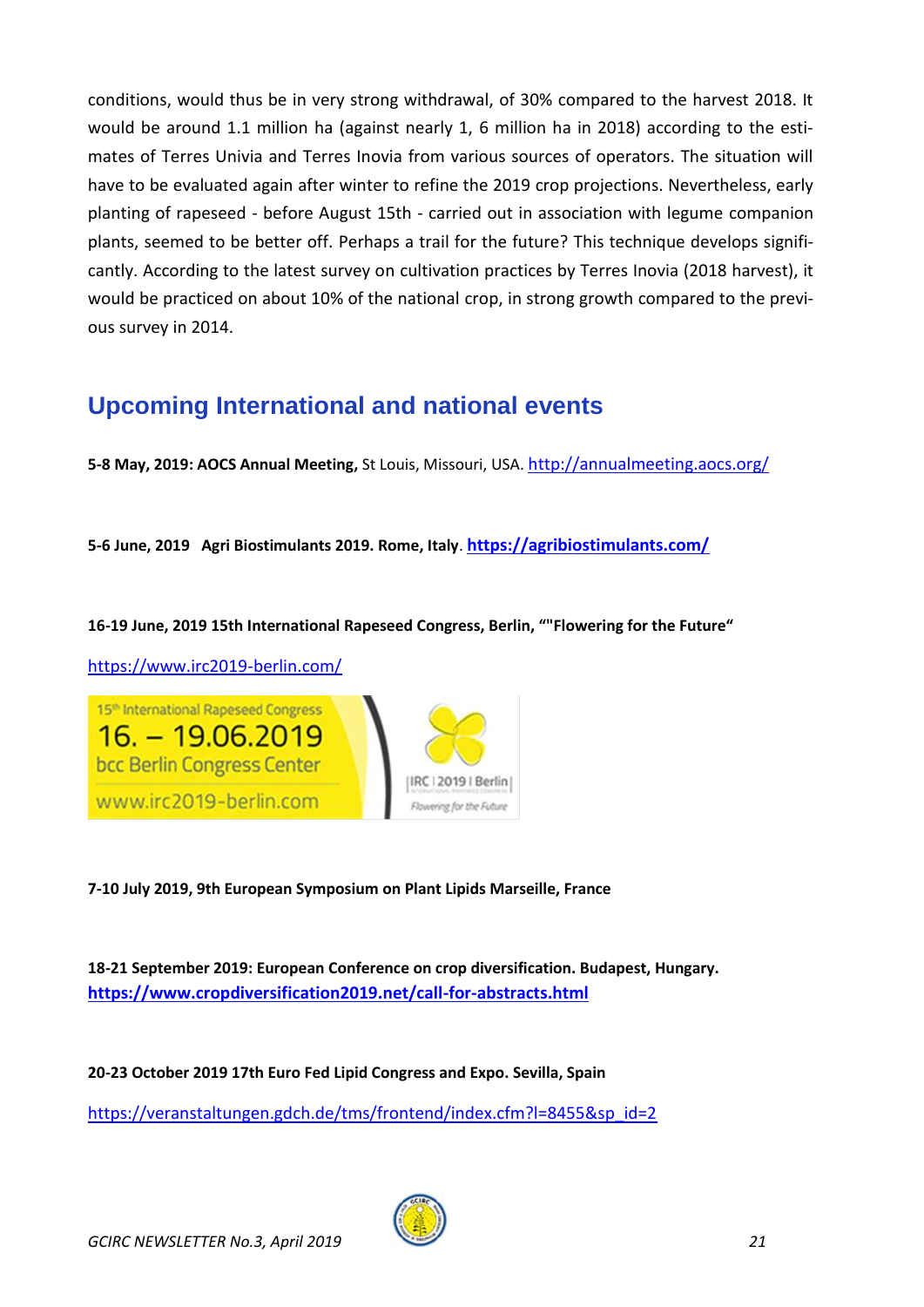conditions, would thus be in very strong withdrawal, of 30% compared to the harvest 2018. It would be around 1.1 million ha (against nearly 1, 6 million ha in 2018) according to the estimates of Terres Univia and Terres Inovia from various sources of operators. The situation will have to be evaluated again after winter to refine the 2019 crop projections. Nevertheless, early planting of rapeseed - before August 15th - carried out in association with legume companion plants, seemed to be better off. Perhaps a trail for the future? This technique develops significantly. According to the latest survey on cultivation practices by Terres Inovia (2018 harvest), it would be practiced on about 10% of the national crop, in strong growth compared to the previous survey in 2014.

## Upcoming International and national events

**5-8 May, 2019: AOCS Annual Meeting,** St Louis, Missouri, USA. http://annualmeeting.aocs.org/

**5-6 June, 2019 Agri Biostimulants 2019. Rome, Italy**. **https://agribiostimulants.com/**

**16-19 June, 2019 15th International Rapeseed Congress, Berlin, ""Flowering for the Future"**

https://www.irc2019-berlin.com/

15th International Rapeseed Congress
16. – 19.06.2019
bcc Berlin Congress Center
www.irc2019-berlin.com
IRC | 2019 | Berlin
Flowering for the Future

**7-10 July 2019, 9th European Symposium on Plant Lipids Marseille, France**

**18-21 September 2019: European Conference on crop diversification. Budapest, Hungary.**
**https://www.cropdiversification2019.net/call-for-abstracts.html**

**20-23 October 2019 17th Euro Fed Lipid Congress and Expo. Sevilla, Spain**

https://veranstaltungen.gdch.de/tms/frontend/index.cfm?l=8455&sp_id=2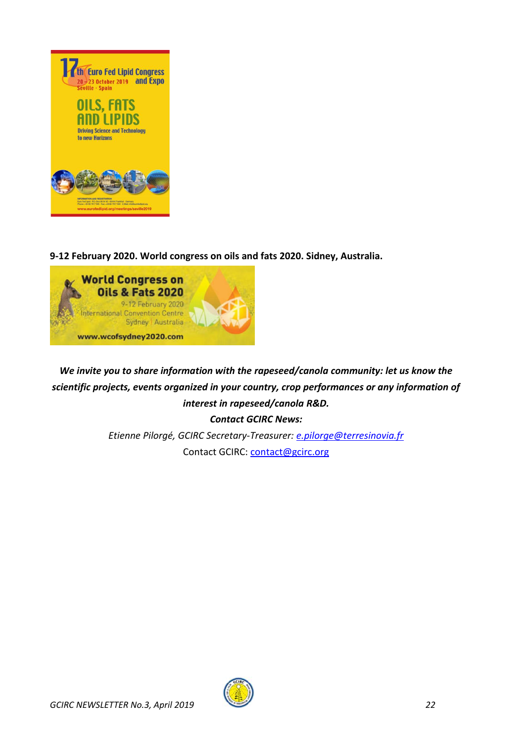**9-12 February 2020. World congress on oils and fats 2020. Sidney, Australia.**

***We invite you to share information with the rapeseed/canola community: let us know the scientific projects, events organized in your country, crop performances or any information of interest in rapeseed/canola R&D.***

***Contact GCIRC News:***

*Etienne Pilorgé, GCIRC Secretary-Treasurer: e.pilorge@terresinovia.fr*

Contact GCIRC: contact@gcirc.org